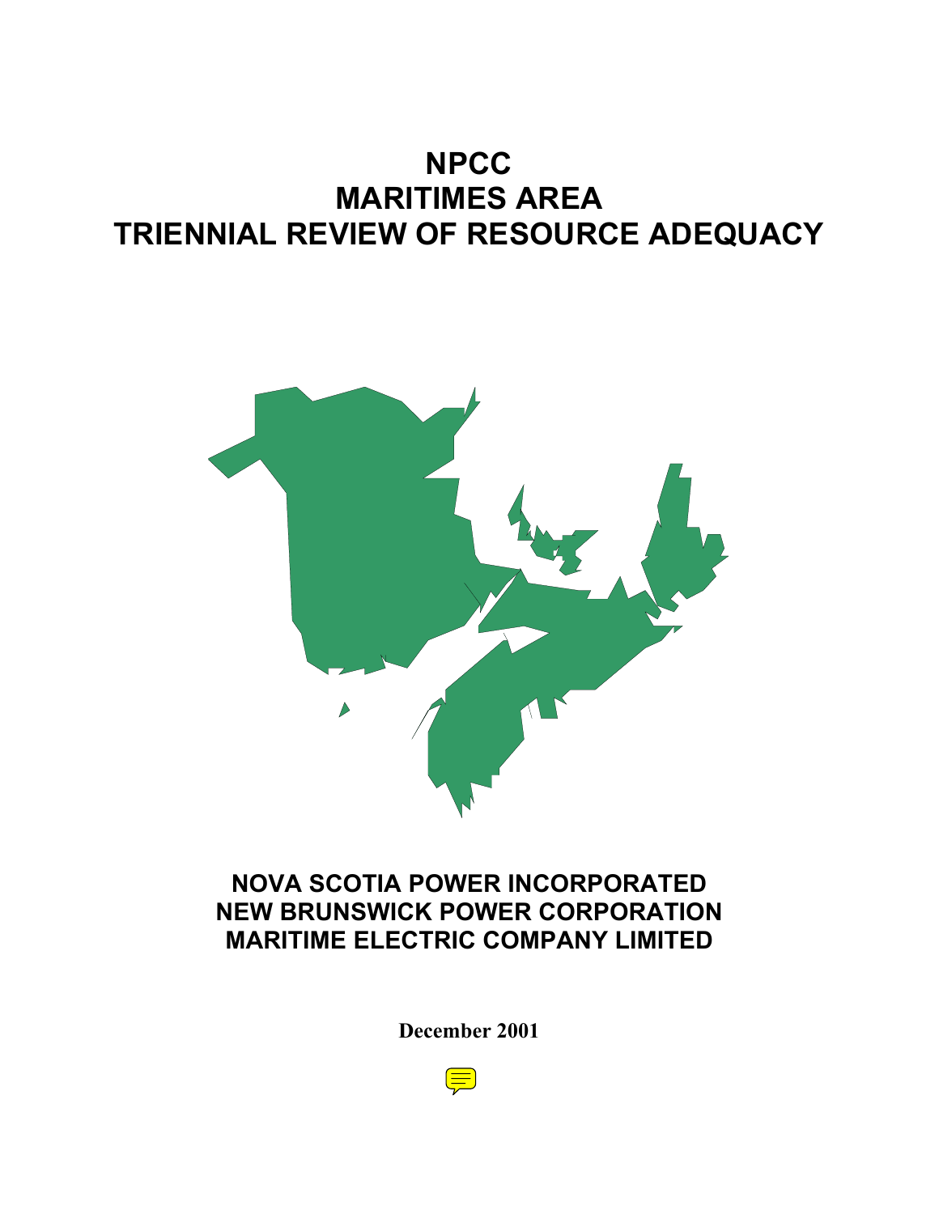# NPCC
# MARITIMES AREA
# TRIENNIAL REVIEW OF RESOURCE ADEQUACY

**NOVA SCOTIA POWER INCORPORATED**
**NEW BRUNSWICK POWER CORPORATION**
**MARITIME ELECTRIC COMPANY LIMITED**

**December 2001**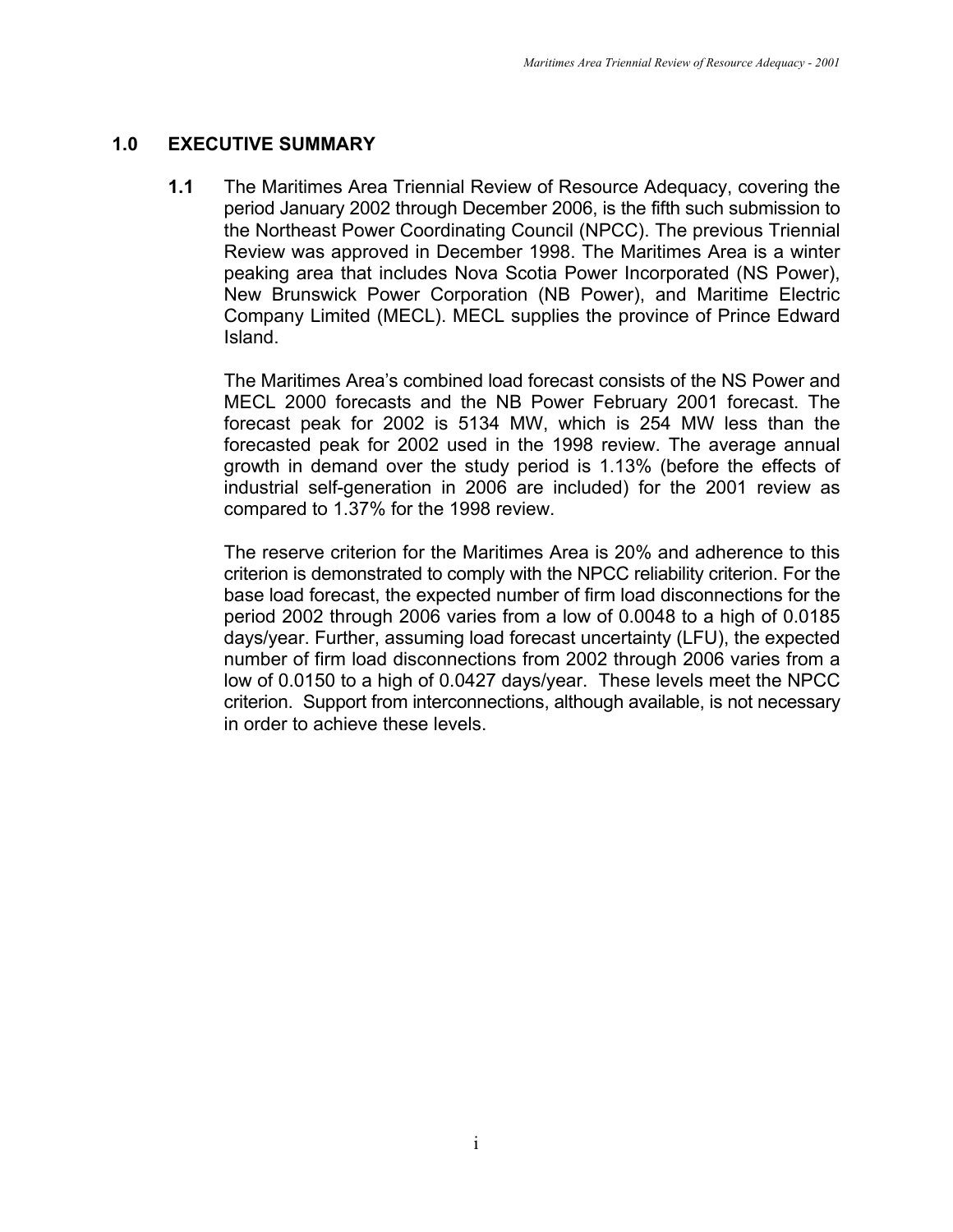## 1.0 EXECUTIVE SUMMARY

**1.1** The Maritimes Area Triennial Review of Resource Adequacy, covering the period January 2002 through December 2006, is the fifth such submission to the Northeast Power Coordinating Council (NPCC). The previous Triennial Review was approved in December 1998. The Maritimes Area is a winter peaking area that includes Nova Scotia Power Incorporated (NS Power), New Brunswick Power Corporation (NB Power), and Maritime Electric Company Limited (MECL). MECL supplies the province of Prince Edward Island.

The Maritimes Area's combined load forecast consists of the NS Power and MECL 2000 forecasts and the NB Power February 2001 forecast. The forecast peak for 2002 is 5134 MW, which is 254 MW less than the forecasted peak for 2002 used in the 1998 review. The average annual growth in demand over the study period is 1.13% (before the effects of industrial self-generation in 2006 are included) for the 2001 review as compared to 1.37% for the 1998 review.

The reserve criterion for the Maritimes Area is 20% and adherence to this criterion is demonstrated to comply with the NPCC reliability criterion. For the base load forecast, the expected number of firm load disconnections for the period 2002 through 2006 varies from a low of 0.0048 to a high of 0.0185 days/year. Further, assuming load forecast uncertainty (LFU), the expected number of firm load disconnections from 2002 through 2006 varies from a low of 0.0150 to a high of 0.0427 days/year. These levels meet the NPCC criterion. Support from interconnections, although available, is not necessary in order to achieve these levels.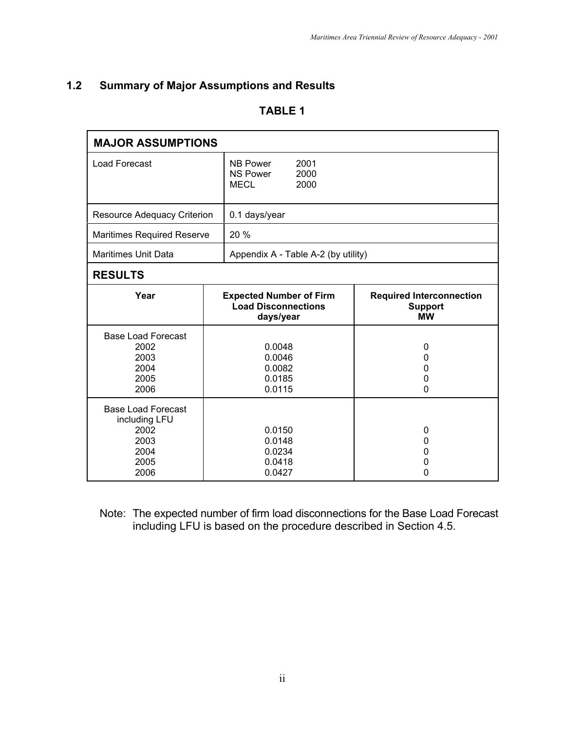## 1.2 Summary of Major Assumptions and Results

**TABLE 1**

| **MAJOR ASSUMPTIONS** | | |
|---|---|---|
| Load Forecast | NB Power 2001<br>NS Power 2000<br>MECL 2000 | |
| Resource Adequacy Criterion | 0.1 days/year | |
| Maritimes Required Reserve | 20 % | |
| Maritimes Unit Data | Appendix A - Table A-2 (by utility) | |
| **RESULTS** | | |
| **Year** | **Expected Number of Firm Load Disconnections days/year** | **Required Interconnection Support MW** |
| Base Load Forecast | | |
| 2002 | 0.0048 | 0 |
| 2003 | 0.0046 | 0 |
| 2004 | 0.0082 | 0 |
| 2005 | 0.0185 | 0 |
| 2006 | 0.0115 | 0 |
| Base Load Forecast including LFU | | |
| 2002 | 0.0150 | 0 |
| 2003 | 0.0148 | 0 |
| 2004 | 0.0234 | 0 |
| 2005 | 0.0418 | 0 |
| 2006 | 0.0427 | 0 |

Note: The expected number of firm load disconnections for the Base Load Forecast including LFU is based on the procedure described in Section 4.5.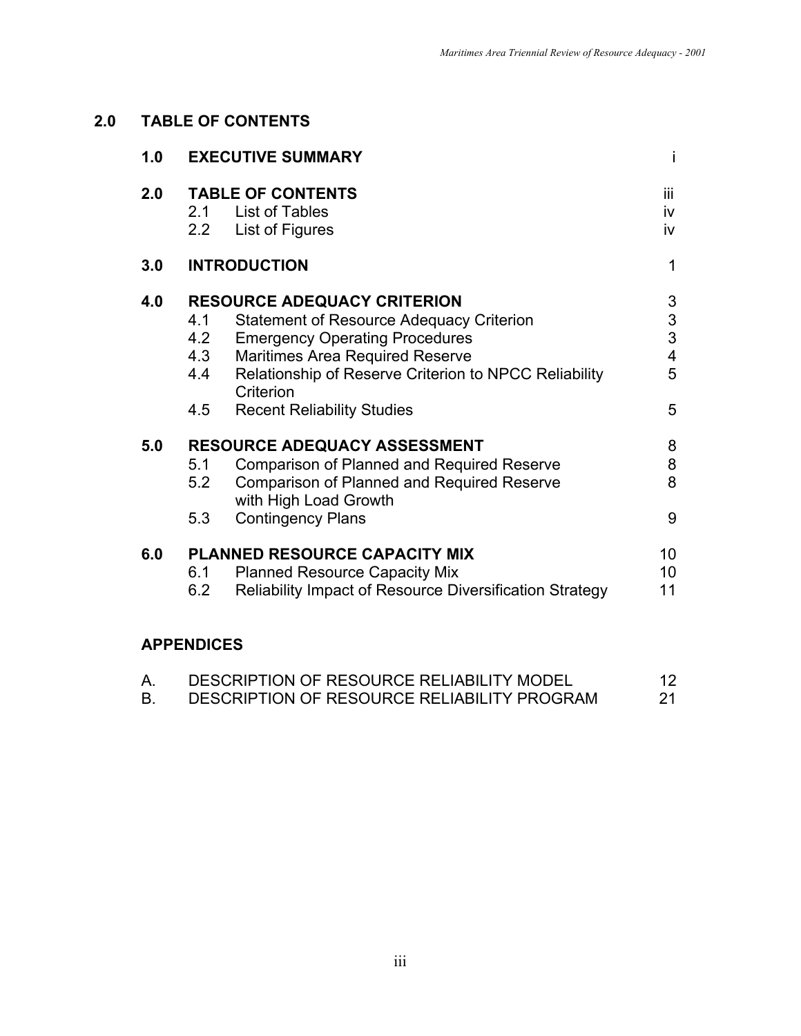## 2.0 TABLE OF CONTENTS

| | | |
|---|---|---|
| **1.0** | **EXECUTIVE SUMMARY** | i |
| **2.0** | **TABLE OF CONTENTS** | iii |
| | 2.1 List of Tables | iv |
| | 2.2 List of Figures | iv |
| **3.0** | **INTRODUCTION** | 1 |
| **4.0** | **RESOURCE ADEQUACY CRITERION** | 3 |
| | 4.1 Statement of Resource Adequacy Criterion | 3 |
| | 4.2 Emergency Operating Procedures | 3 |
| | 4.3 Maritimes Area Required Reserve | 4 |
| | 4.4 Relationship of Reserve Criterion to NPCC Reliability Criterion | 5 |
| | 4.5 Recent Reliability Studies | 5 |
| **5.0** | **RESOURCE ADEQUACY ASSESSMENT** | 8 |
| | 5.1 Comparison of Planned and Required Reserve | 8 |
| | 5.2 Comparison of Planned and Required Reserve with High Load Growth | 8 |
| | 5.3 Contingency Plans | 9 |
| **6.0** | **PLANNED RESOURCE CAPACITY MIX** | 10 |
| | 6.1 Planned Resource Capacity Mix | 10 |
| | 6.2 Reliability Impact of Resource Diversification Strategy | 11 |

**APPENDICES**

| | | |
|---|---|---|
| A. | DESCRIPTION OF RESOURCE RELIABILITY MODEL | 12 |
| B. | DESCRIPTION OF RESOURCE RELIABILITY PROGRAM | 21 |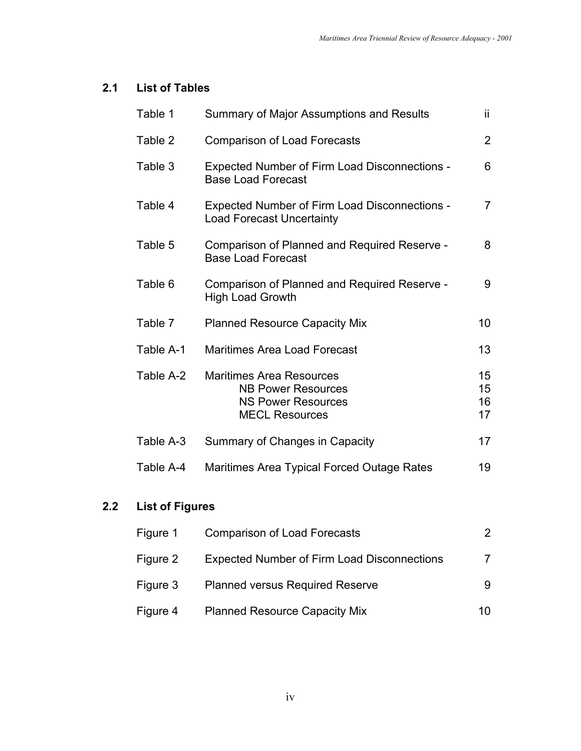## 2.1 List of Tables

| | | |
|---|---|---|
| Table 1 | Summary of Major Assumptions and Results | ii |
| Table 2 | Comparison of Load Forecasts | 2 |
| Table 3 | Expected Number of Firm Load Disconnections - Base Load Forecast | 6 |
| Table 4 | Expected Number of Firm Load Disconnections - Load Forecast Uncertainty | 7 |
| Table 5 | Comparison of Planned and Required Reserve - Base Load Forecast | 8 |
| Table 6 | Comparison of Planned and Required Reserve - High Load Growth | 9 |
| Table 7 | Planned Resource Capacity Mix | 10 |
| Table A-1 | Maritimes Area Load Forecast | 13 |
| Table A-2 | Maritimes Area Resources | 15 |
| | NB Power Resources | 15 |
| | NS Power Resources | 16 |
| | MECL Resources | 17 |
| Table A-3 | Summary of Changes in Capacity | 17 |
| Table A-4 | Maritimes Area Typical Forced Outage Rates | 19 |

## 2.2 List of Figures

| | | |
|---|---|---|
| Figure 1 | Comparison of Load Forecasts | 2 |
| Figure 2 | Expected Number of Firm Load Disconnections | 7 |
| Figure 3 | Planned versus Required Reserve | 9 |
| Figure 4 | Planned Resource Capacity Mix | 10 |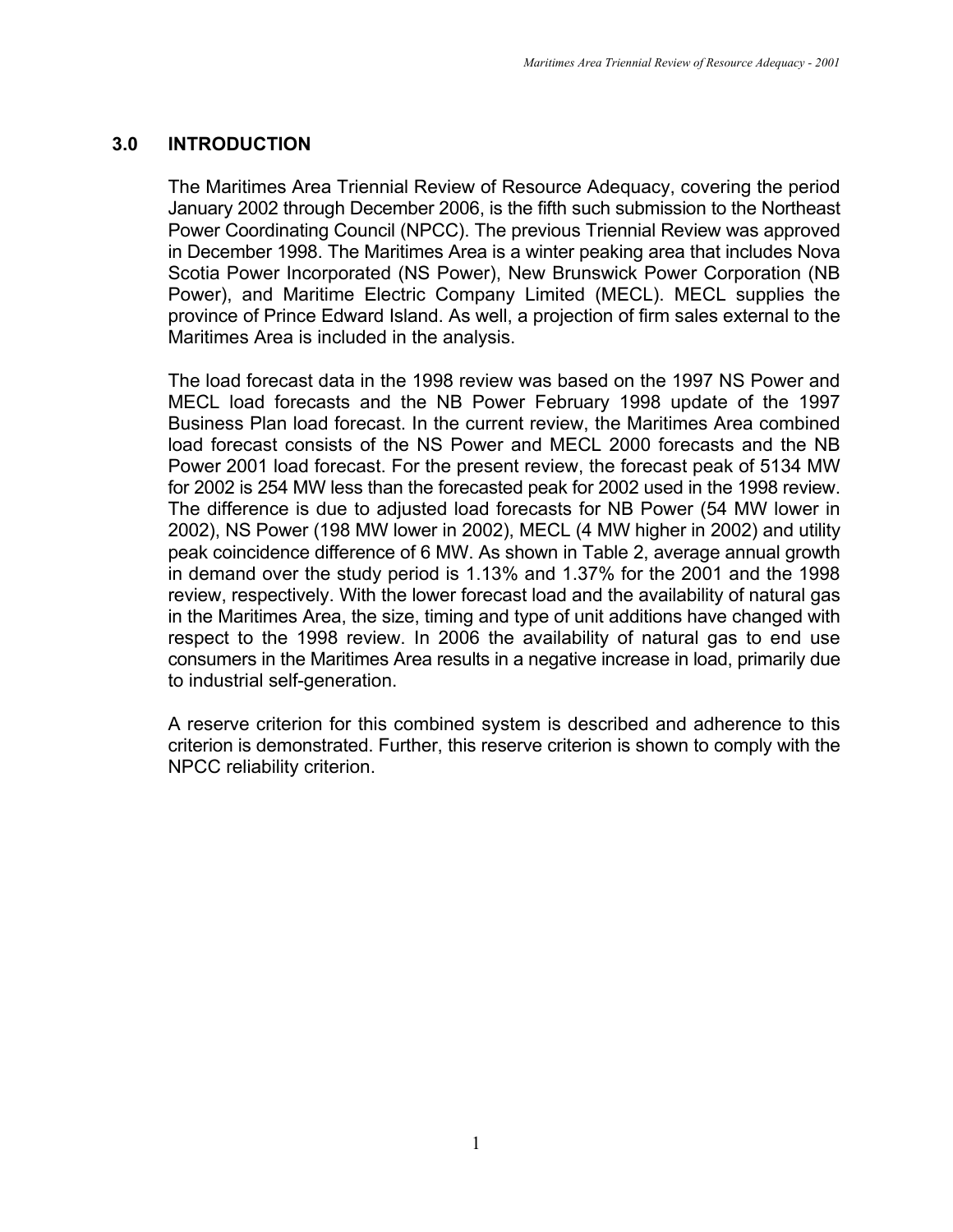## 3.0 INTRODUCTION

The Maritimes Area Triennial Review of Resource Adequacy, covering the period January 2002 through December 2006, is the fifth such submission to the Northeast Power Coordinating Council (NPCC). The previous Triennial Review was approved in December 1998. The Maritimes Area is a winter peaking area that includes Nova Scotia Power Incorporated (NS Power), New Brunswick Power Corporation (NB Power), and Maritime Electric Company Limited (MECL). MECL supplies the province of Prince Edward Island. As well, a projection of firm sales external to the Maritimes Area is included in the analysis.

The load forecast data in the 1998 review was based on the 1997 NS Power and MECL load forecasts and the NB Power February 1998 update of the 1997 Business Plan load forecast. In the current review, the Maritimes Area combined load forecast consists of the NS Power and MECL 2000 forecasts and the NB Power 2001 load forecast. For the present review, the forecast peak of 5134 MW for 2002 is 254 MW less than the forecasted peak for 2002 used in the 1998 review. The difference is due to adjusted load forecasts for NB Power (54 MW lower in 2002), NS Power (198 MW lower in 2002), MECL (4 MW higher in 2002) and utility peak coincidence difference of 6 MW. As shown in Table 2, average annual growth in demand over the study period is 1.13% and 1.37% for the 2001 and the 1998 review, respectively. With the lower forecast load and the availability of natural gas in the Maritimes Area, the size, timing and type of unit additions have changed with respect to the 1998 review. In 2006 the availability of natural gas to end use consumers in the Maritimes Area results in a negative increase in load, primarily due to industrial self-generation.

A reserve criterion for this combined system is described and adherence to this criterion is demonstrated. Further, this reserve criterion is shown to comply with the NPCC reliability criterion.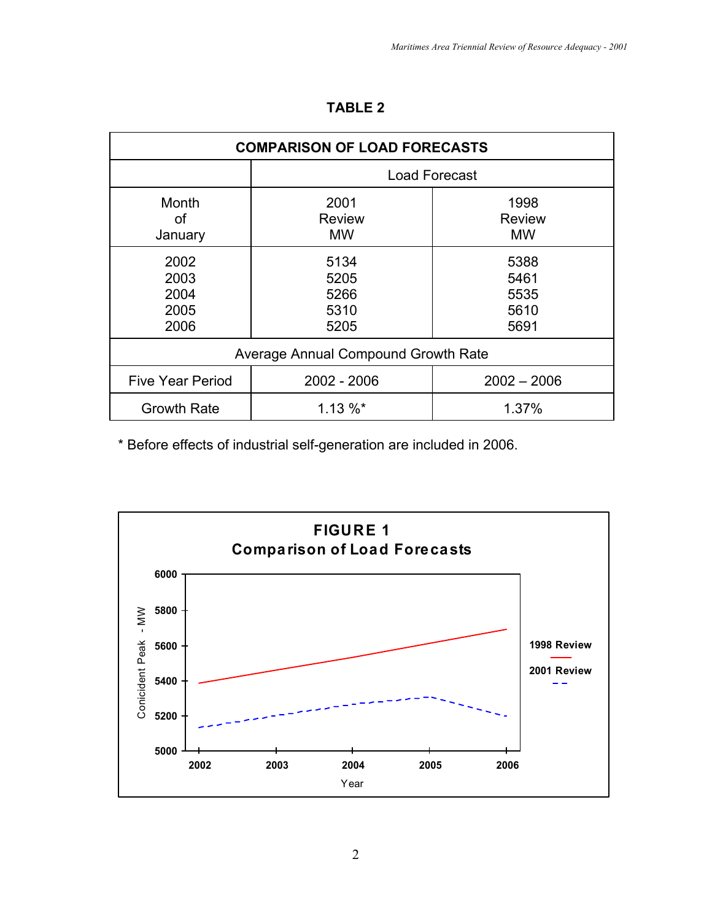**TABLE 2**

| COMPARISON OF LOAD FORECASTS | | |
|---|---|---|
| | Load Forecast | |
| Month of January | 2001 Review MW | 1998 Review MW |
| 2002 | 5134 | 5388 |
| 2003 | 5205 | 5461 |
| 2004 | 5266 | 5535 |
| 2005 | 5310 | 5610 |
| 2006 | 5205 | 5691 |
| Average Annual Compound Growth Rate | | |
| Five Year Period | 2002 - 2006 | 2002 – 2006 |
| Growth Rate | 1.13 %* | 1.37% |

* Before effects of industrial self-generation are included in 2006.

**FIGURE 1**
**Comparison of Load Forecasts**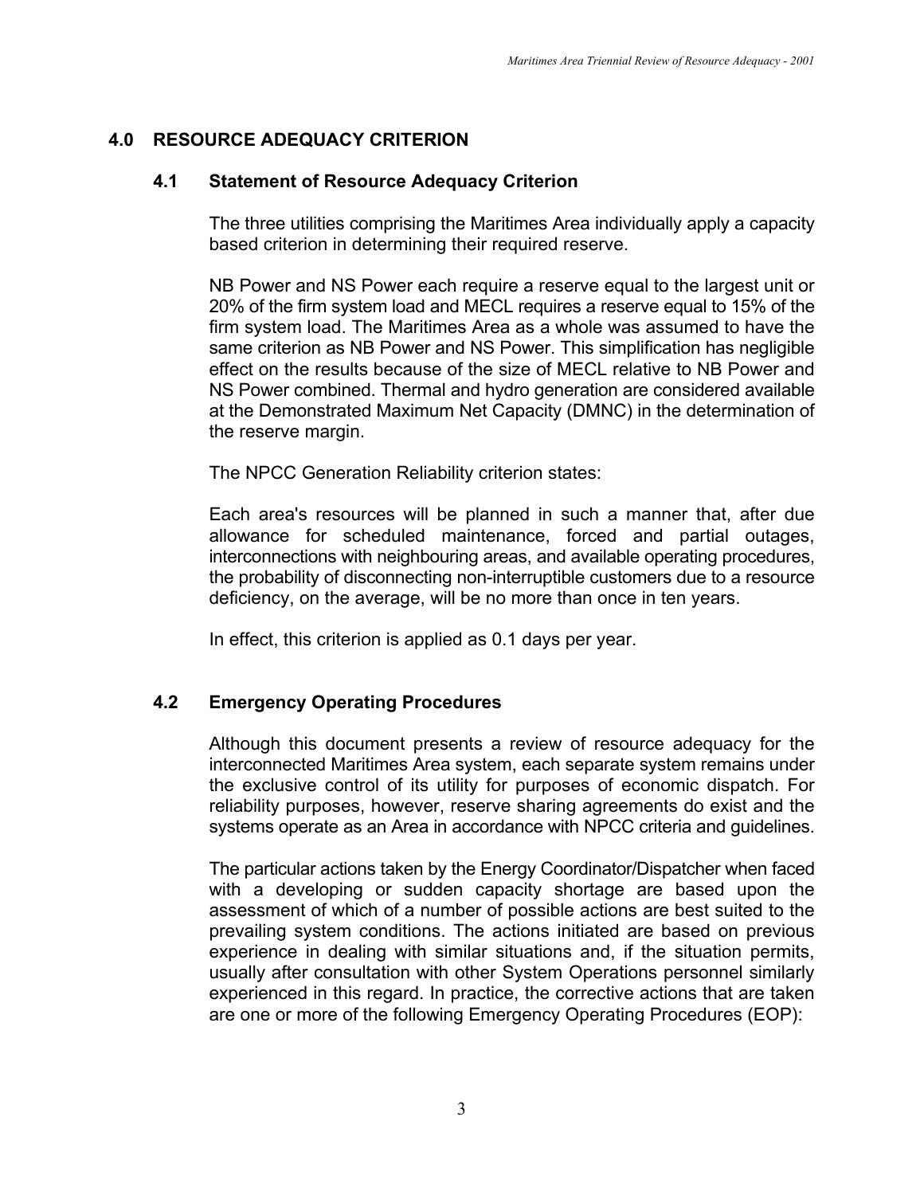## 4.0 RESOURCE ADEQUACY CRITERION

### 4.1 Statement of Resource Adequacy Criterion

The three utilities comprising the Maritimes Area individually apply a capacity based criterion in determining their required reserve.

NB Power and NS Power each require a reserve equal to the largest unit or 20% of the firm system load and MECL requires a reserve equal to 15% of the firm system load. The Maritimes Area as a whole was assumed to have the same criterion as NB Power and NS Power. This simplification has negligible effect on the results because of the size of MECL relative to NB Power and NS Power combined. Thermal and hydro generation are considered available at the Demonstrated Maximum Net Capacity (DMNC) in the determination of the reserve margin.

The NPCC Generation Reliability criterion states:

Each area's resources will be planned in such a manner that, after due allowance for scheduled maintenance, forced and partial outages, interconnections with neighbouring areas, and available operating procedures, the probability of disconnecting non-interruptible customers due to a resource deficiency, on the average, will be no more than once in ten years.

In effect, this criterion is applied as 0.1 days per year.

### 4.2 Emergency Operating Procedures

Although this document presents a review of resource adequacy for the interconnected Maritimes Area system, each separate system remains under the exclusive control of its utility for purposes of economic dispatch. For reliability purposes, however, reserve sharing agreements do exist and the systems operate as an Area in accordance with NPCC criteria and guidelines.

The particular actions taken by the Energy Coordinator/Dispatcher when faced with a developing or sudden capacity shortage are based upon the assessment of which of a number of possible actions are best suited to the prevailing system conditions. The actions initiated are based on previous experience in dealing with similar situations and, if the situation permits, usually after consultation with other System Operations personnel similarly experienced in this regard. In practice, the corrective actions that are taken are one or more of the following Emergency Operating Procedures (EOP):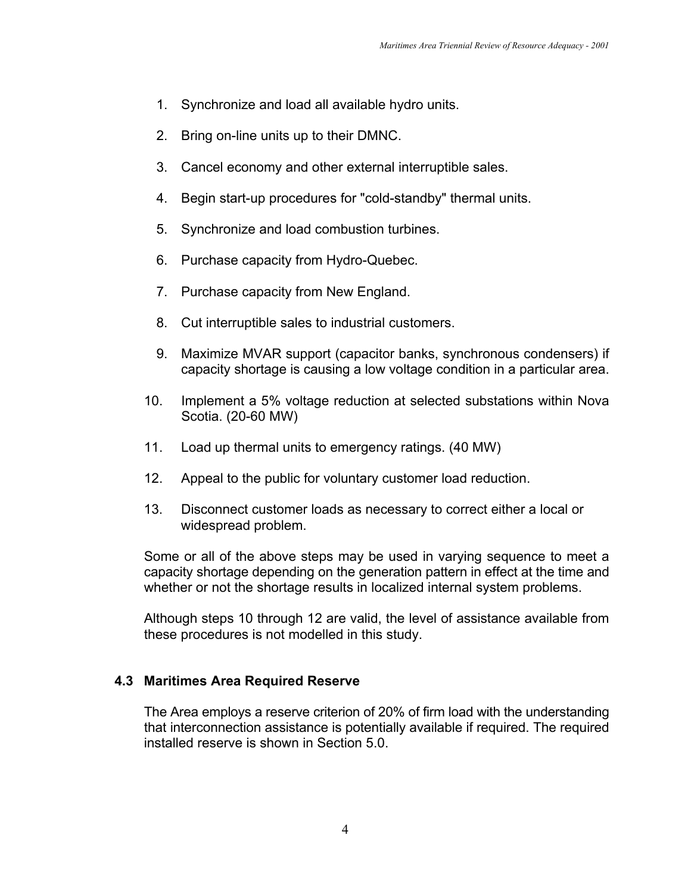1. Synchronize and load all available hydro units.
2. Bring on-line units up to their DMNC.
3. Cancel economy and other external interruptible sales.
4. Begin start-up procedures for "cold-standby" thermal units.
5. Synchronize and load combustion turbines.
6. Purchase capacity from Hydro-Quebec.
7. Purchase capacity from New England.
8. Cut interruptible sales to industrial customers.
9. Maximize MVAR support (capacitor banks, synchronous condensers) if capacity shortage is causing a low voltage condition in a particular area.
10. Implement a 5% voltage reduction at selected substations within Nova Scotia. (20-60 MW)
11. Load up thermal units to emergency ratings. (40 MW)
12. Appeal to the public for voluntary customer load reduction.
13. Disconnect customer loads as necessary to correct either a local or widespread problem.

Some or all of the above steps may be used in varying sequence to meet a capacity shortage depending on the generation pattern in effect at the time and whether or not the shortage results in localized internal system problems.

Although steps 10 through 12 are valid, the level of assistance available from these procedures is not modelled in this study.

### 4.3 Maritimes Area Required Reserve

The Area employs a reserve criterion of 20% of firm load with the understanding that interconnection assistance is potentially available if required. The required installed reserve is shown in Section 5.0.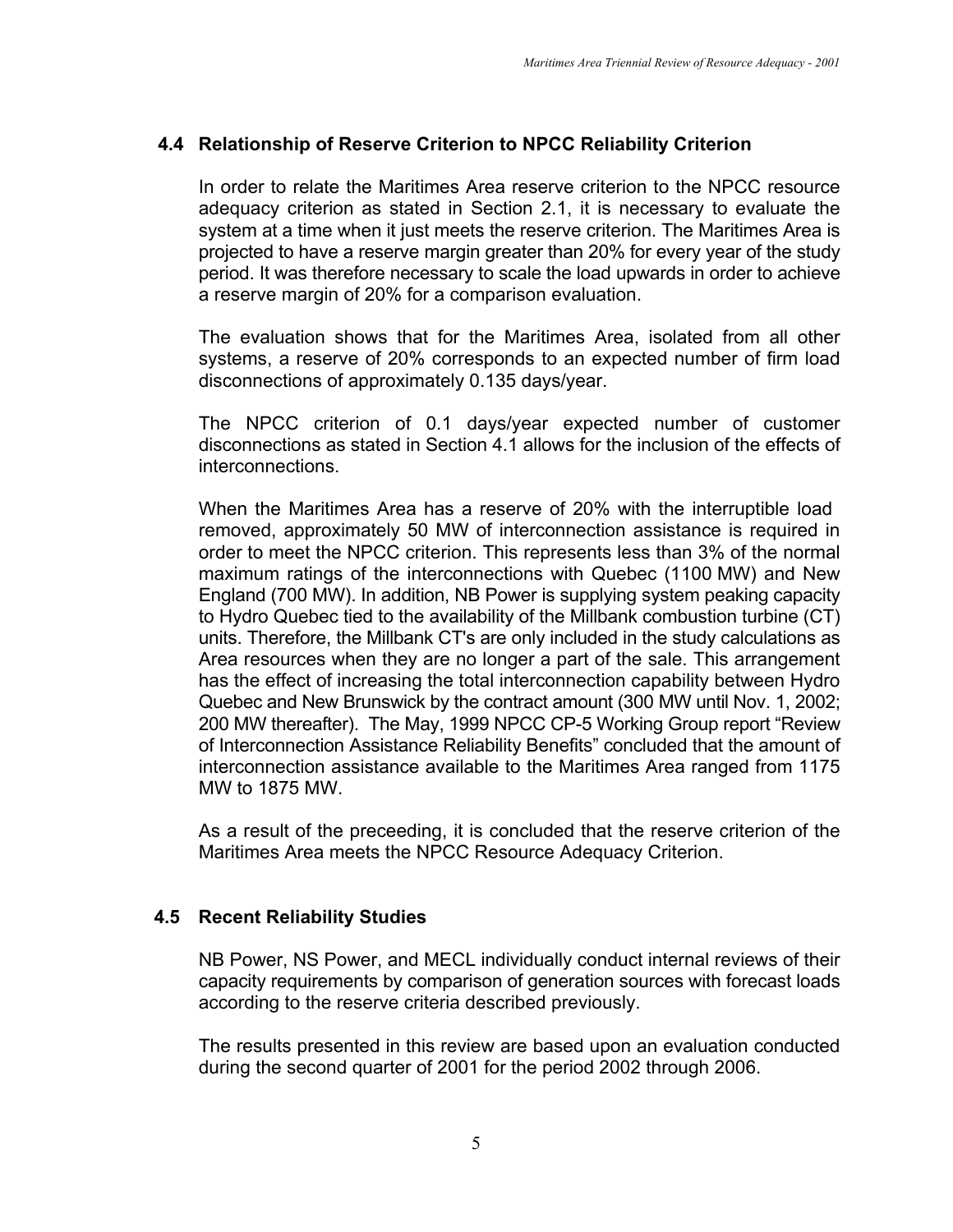## 4.4 Relationship of Reserve Criterion to NPCC Reliability Criterion

In order to relate the Maritimes Area reserve criterion to the NPCC resource adequacy criterion as stated in Section 2.1, it is necessary to evaluate the system at a time when it just meets the reserve criterion. The Maritimes Area is projected to have a reserve margin greater than 20% for every year of the study period. It was therefore necessary to scale the load upwards in order to achieve a reserve margin of 20% for a comparison evaluation.

The evaluation shows that for the Maritimes Area, isolated from all other systems, a reserve of 20% corresponds to an expected number of firm load disconnections of approximately 0.135 days/year.

The NPCC criterion of 0.1 days/year expected number of customer disconnections as stated in Section 4.1 allows for the inclusion of the effects of interconnections.

When the Maritimes Area has a reserve of 20% with the interruptible load removed, approximately 50 MW of interconnection assistance is required in order to meet the NPCC criterion. This represents less than 3% of the normal maximum ratings of the interconnections with Quebec (1100 MW) and New England (700 MW). In addition, NB Power is supplying system peaking capacity to Hydro Quebec tied to the availability of the Millbank combustion turbine (CT) units. Therefore, the Millbank CT's are only included in the study calculations as Area resources when they are no longer a part of the sale. This arrangement has the effect of increasing the total interconnection capability between Hydro Quebec and New Brunswick by the contract amount (300 MW until Nov. 1, 2002; 200 MW thereafter). The May, 1999 NPCC CP-5 Working Group report “Review of Interconnection Assistance Reliability Benefits” concluded that the amount of interconnection assistance available to the Maritimes Area ranged from 1175 MW to 1875 MW.

As a result of the preceeding, it is concluded that the reserve criterion of the Maritimes Area meets the NPCC Resource Adequacy Criterion.

## 4.5 Recent Reliability Studies

NB Power, NS Power, and MECL individually conduct internal reviews of their capacity requirements by comparison of generation sources with forecast loads according to the reserve criteria described previously.

The results presented in this review are based upon an evaluation conducted during the second quarter of 2001 for the period 2002 through 2006.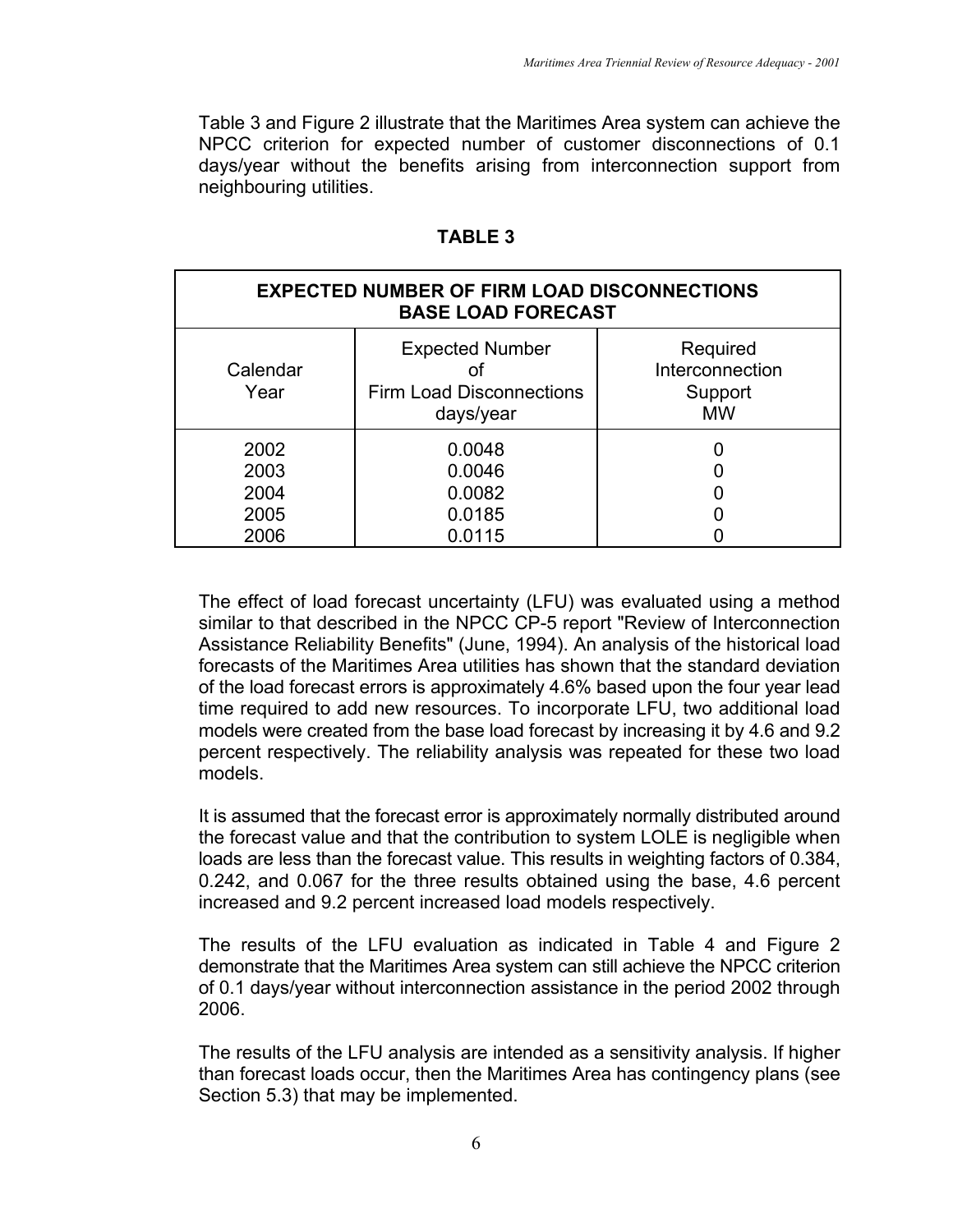Table 3 and Figure 2 illustrate that the Maritimes Area system can achieve the NPCC criterion for expected number of customer disconnections of 0.1 days/year without the benefits arising from interconnection support from neighbouring utilities.

**TABLE 3**

| **EXPECTED NUMBER OF FIRM LOAD DISCONNECTIONS BASE LOAD FORECAST** | | |
|---|---|---|
| Calendar Year | Expected Number of Firm Load Disconnections days/year | Required Interconnection Support MW |
| 2002 | 0.0048 | 0 |
| 2003 | 0.0046 | 0 |
| 2004 | 0.0082 | 0 |
| 2005 | 0.0185 | 0 |
| 2006 | 0.0115 | 0 |

The effect of load forecast uncertainty (LFU) was evaluated using a method similar to that described in the NPCC CP-5 report "Review of Interconnection Assistance Reliability Benefits" (June, 1994). An analysis of the historical load forecasts of the Maritimes Area utilities has shown that the standard deviation of the load forecast errors is approximately 4.6% based upon the four year lead time required to add new resources. To incorporate LFU, two additional load models were created from the base load forecast by increasing it by 4.6 and 9.2 percent respectively. The reliability analysis was repeated for these two load models.

It is assumed that the forecast error is approximately normally distributed around the forecast value and that the contribution to system LOLE is negligible when loads are less than the forecast value. This results in weighting factors of 0.384, 0.242, and 0.067 for the three results obtained using the base, 4.6 percent increased and 9.2 percent increased load models respectively.

The results of the LFU evaluation as indicated in Table 4 and Figure 2 demonstrate that the Maritimes Area system can still achieve the NPCC criterion of 0.1 days/year without interconnection assistance in the period 2002 through 2006.

The results of the LFU analysis are intended as a sensitivity analysis. If higher than forecast loads occur, then the Maritimes Area has contingency plans (see Section 5.3) that may be implemented.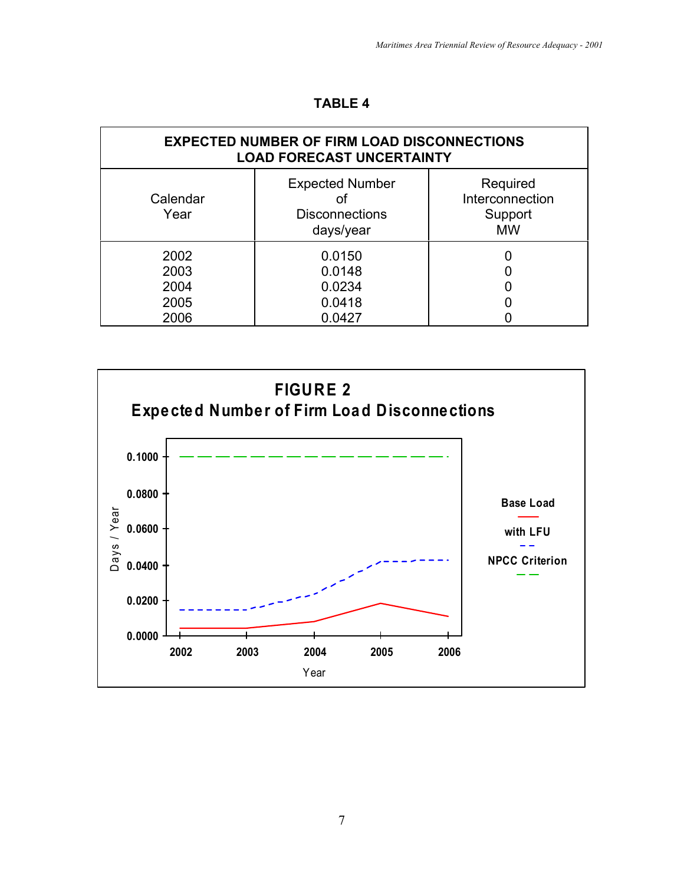**TABLE 4**

| EXPECTED NUMBER OF FIRM LOAD DISCONNECTIONS LOAD FORECAST UNCERTAINTY | | |
|---|---|---|
| Calendar Year | Expected Number of Disconnections days/year | Required Interconnection Support MW |
| 2002 | 0.0150 | 0 |
| 2003 | 0.0148 | 0 |
| 2004 | 0.0234 | 0 |
| 2005 | 0.0418 | 0 |
| 2006 | 0.0427 | 0 |

**FIGURE 2**
**Expected Number of Firm Load Disconnections**

Days / Year: 0.0000, 0.0200, 0.0400, 0.0600, 0.0800, 0.1000

Year: 2002, 2003, 2004, 2005, 2006

Base Load

with LFU

NPCC Criterion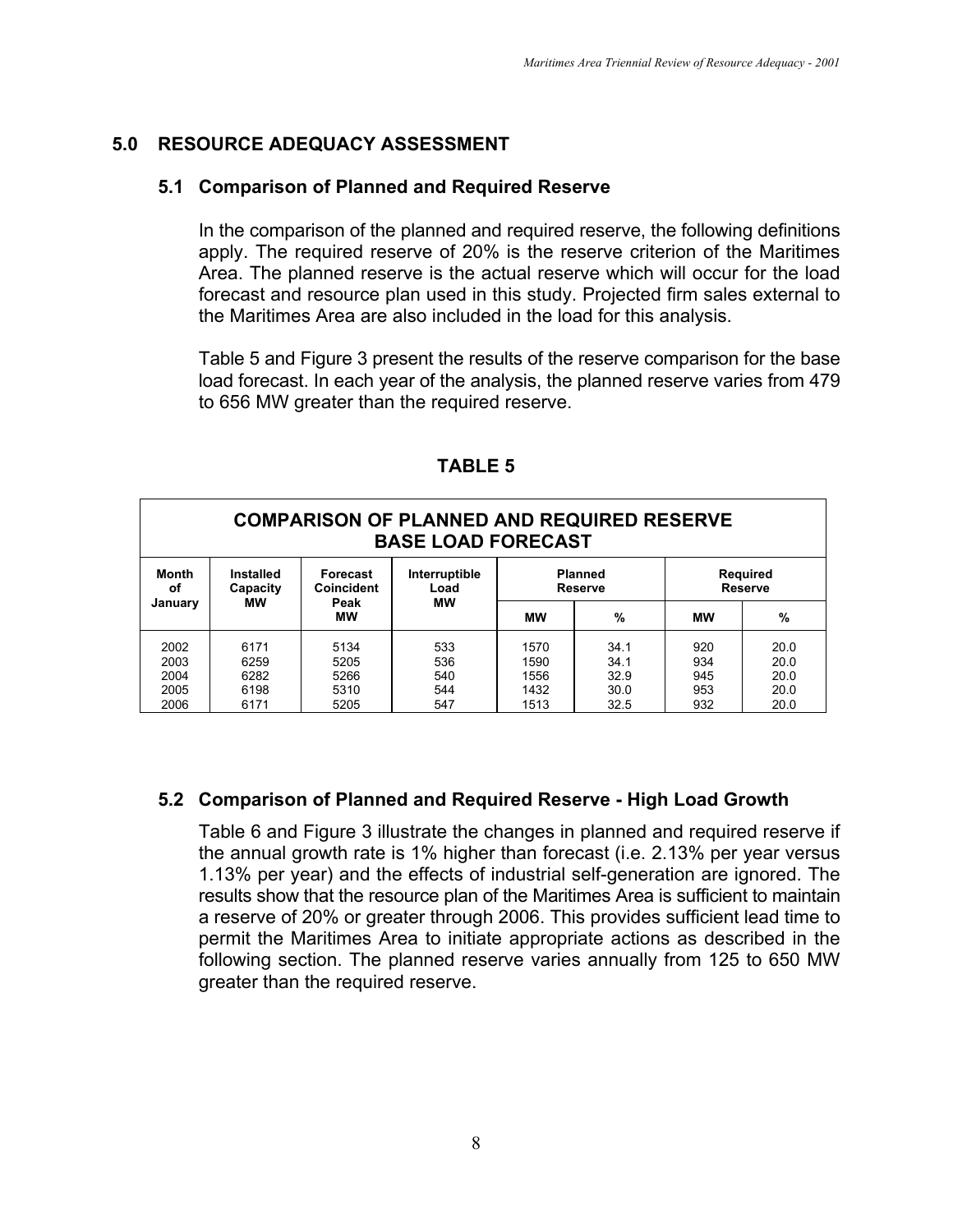## 5.0 RESOURCE ADEQUACY ASSESSMENT

### 5.1 Comparison of Planned and Required Reserve

In the comparison of the planned and required reserve, the following definitions apply. The required reserve of 20% is the reserve criterion of the Maritimes Area. The planned reserve is the actual reserve which will occur for the load forecast and resource plan used in this study. Projected firm sales external to the Maritimes Area are also included in the load for this analysis.

Table 5 and Figure 3 present the results of the reserve comparison for the base load forecast. In each year of the analysis, the planned reserve varies from 479 to 656 MW greater than the required reserve.

**TABLE 5**

**COMPARISON OF PLANNED AND REQUIRED RESERVE BASE LOAD FORECAST**

| Month of January | Installed Capacity MW | Forecast Coincident Peak MW | Interruptible Load MW | Planned Reserve | | Required Reserve | |
|---|---|---|---|---|---|---|---|
| | | | | MW | % | MW | % |
| 2002 | 6171 | 5134 | 533 | 1570 | 34.1 | 920 | 20.0 |
| 2003 | 6259 | 5205 | 536 | 1590 | 34.1 | 934 | 20.0 |
| 2004 | 6282 | 5266 | 540 | 1556 | 32.9 | 945 | 20.0 |
| 2005 | 6198 | 5310 | 544 | 1432 | 30.0 | 953 | 20.0 |
| 2006 | 6171 | 5205 | 547 | 1513 | 32.5 | 932 | 20.0 |

### 5.2 Comparison of Planned and Required Reserve - High Load Growth

Table 6 and Figure 3 illustrate the changes in planned and required reserve if the annual growth rate is 1% higher than forecast (i.e. 2.13% per year versus 1.13% per year) and the effects of industrial self-generation are ignored. The results show that the resource plan of the Maritimes Area is sufficient to maintain a reserve of 20% or greater through 2006. This provides sufficient lead time to permit the Maritimes Area to initiate appropriate actions as described in the following section. The planned reserve varies annually from 125 to 650 MW greater than the required reserve.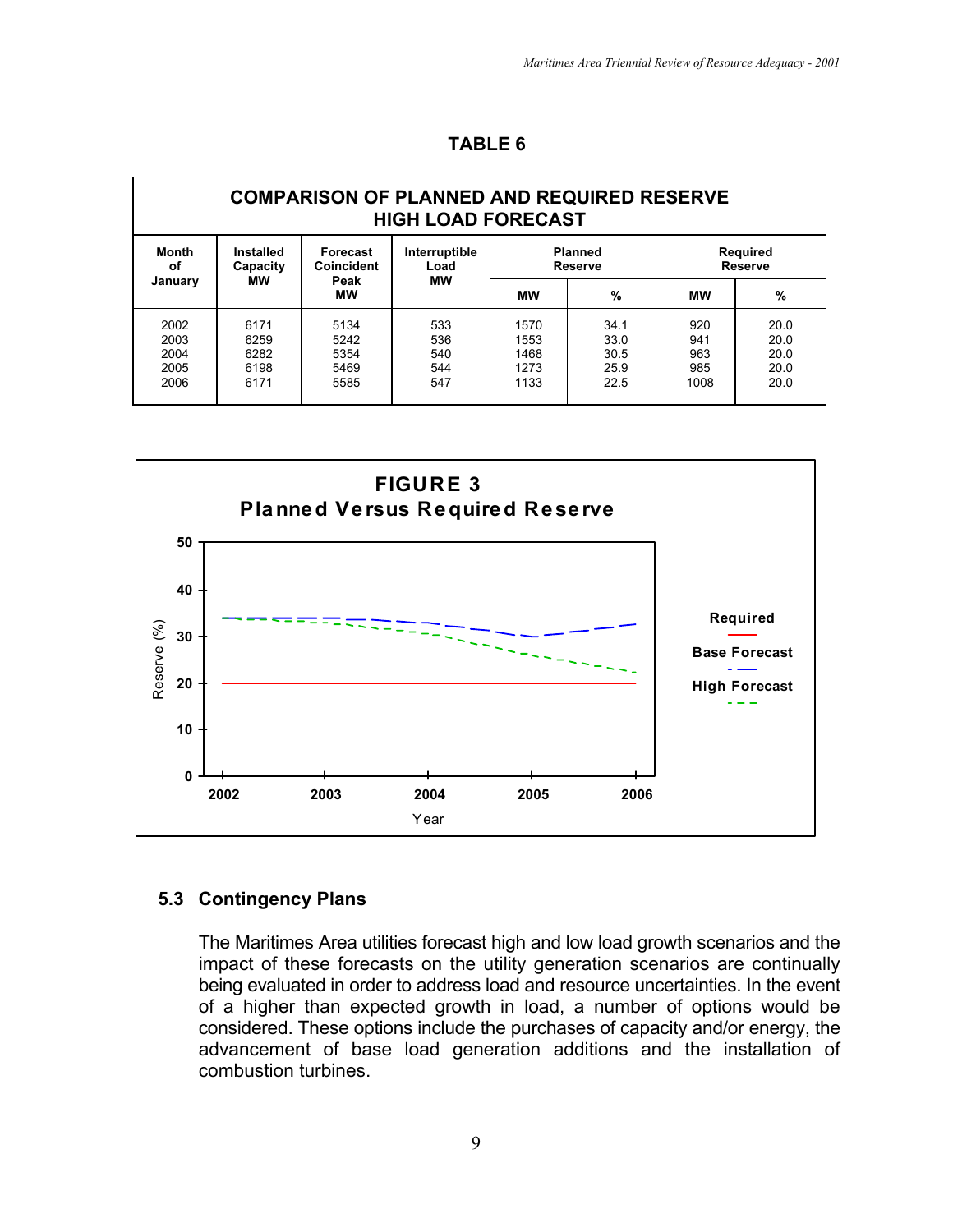**TABLE 6**

| COMPARISON OF PLANNED AND REQUIRED RESERVE HIGH LOAD FORECAST | | | | | | | |
|---|---|---|---|---|---|---|---|
| Month of January | Installed Capacity MW | Forecast Coincident Peak MW | Interruptible Load MW | Planned Reserve | | Required Reserve | |
| | | | | MW | % | MW | % |
| 2002 | 6171 | 5134 | 533 | 1570 | 34.1 | 920 | 20.0 |
| 2003 | 6259 | 5242 | 536 | 1553 | 33.0 | 941 | 20.0 |
| 2004 | 6282 | 5354 | 540 | 1468 | 30.5 | 963 | 20.0 |
| 2005 | 6198 | 5469 | 544 | 1273 | 25.9 | 985 | 20.0 |
| 2006 | 6171 | 5585 | 547 | 1133 | 22.5 | 1008 | 20.0 |

**FIGURE 3**
**Planned Versus Required Reserve**

## 5.3 Contingency Plans

The Maritimes Area utilities forecast high and low load growth scenarios and the impact of these forecasts on the utility generation scenarios are continually being evaluated in order to address load and resource uncertainties. In the event of a higher than expected growth in load, a number of options would be considered. These options include the purchases of capacity and/or energy, the advancement of base load generation additions and the installation of combustion turbines.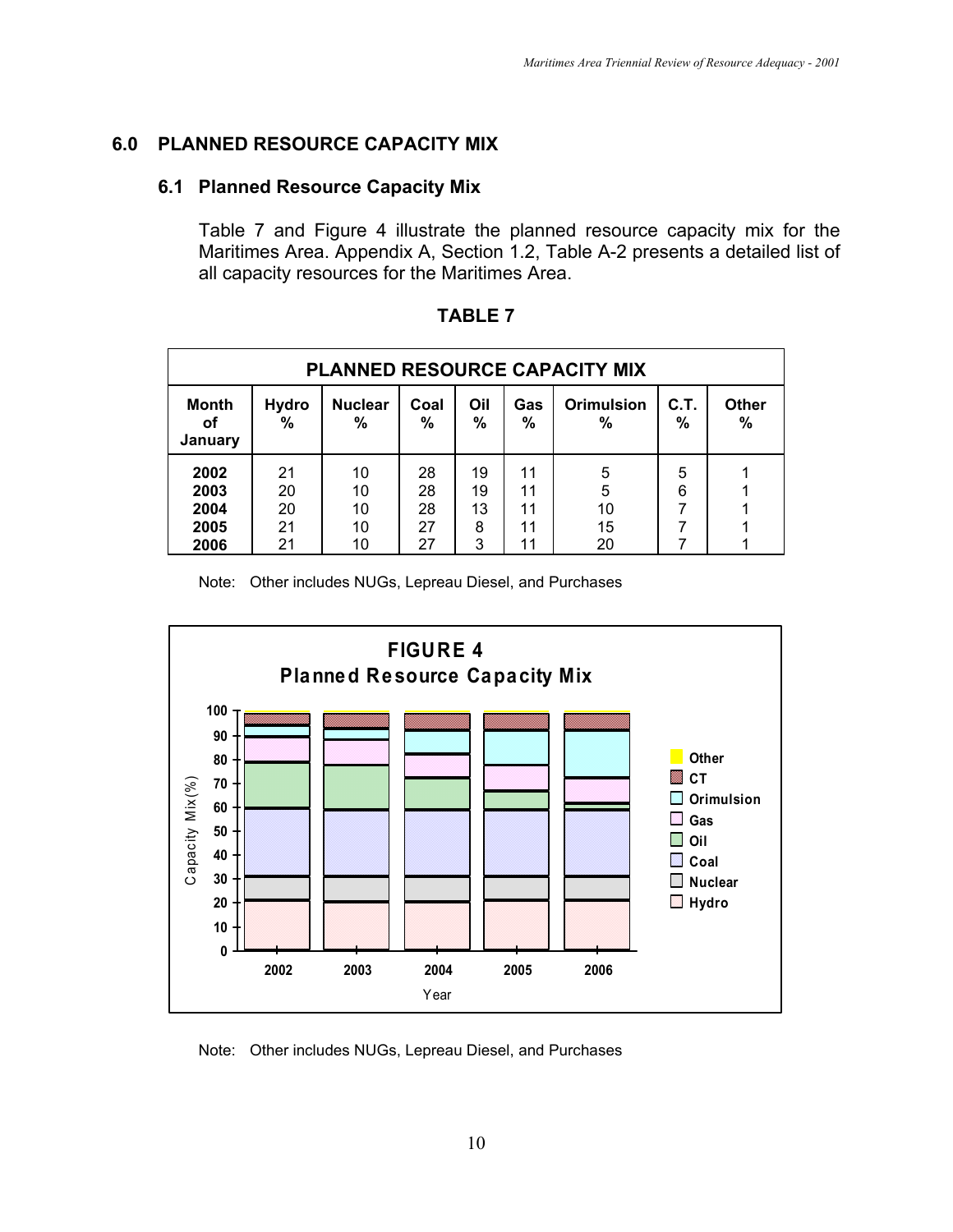# 6.0 PLANNED RESOURCE CAPACITY MIX

## 6.1 Planned Resource Capacity Mix

Table 7 and Figure 4 illustrate the planned resource capacity mix for the Maritimes Area. Appendix A, Section 1.2, Table A-2 presents a detailed list of all capacity resources for the Maritimes Area.

**TABLE 7**

| PLANNED RESOURCE CAPACITY MIX | | | | | | | | |
|---|---|---|---|---|---|---|---|---|
| Month of January | Hydro % | Nuclear % | Coal % | Oil % | Gas % | Orimulsion % | C.T. % | Other % |
| 2002 | 21 | 10 | 28 | 19 | 11 | 5 | 5 | 1 |
| 2003 | 20 | 10 | 28 | 19 | 11 | 5 | 6 | 1 |
| 2004 | 20 | 10 | 28 | 13 | 11 | 10 | 7 | 1 |
| 2005 | 21 | 10 | 27 | 8 | 11 | 15 | 7 | 1 |
| 2006 | 21 | 10 | 27 | 3 | 11 | 20 | 7 | 1 |

Note: Other includes NUGs, Lepreau Diesel, and Purchases

**FIGURE 4**
**Planned Resource Capacity Mix**

Note: Other includes NUGs, Lepreau Diesel, and Purchases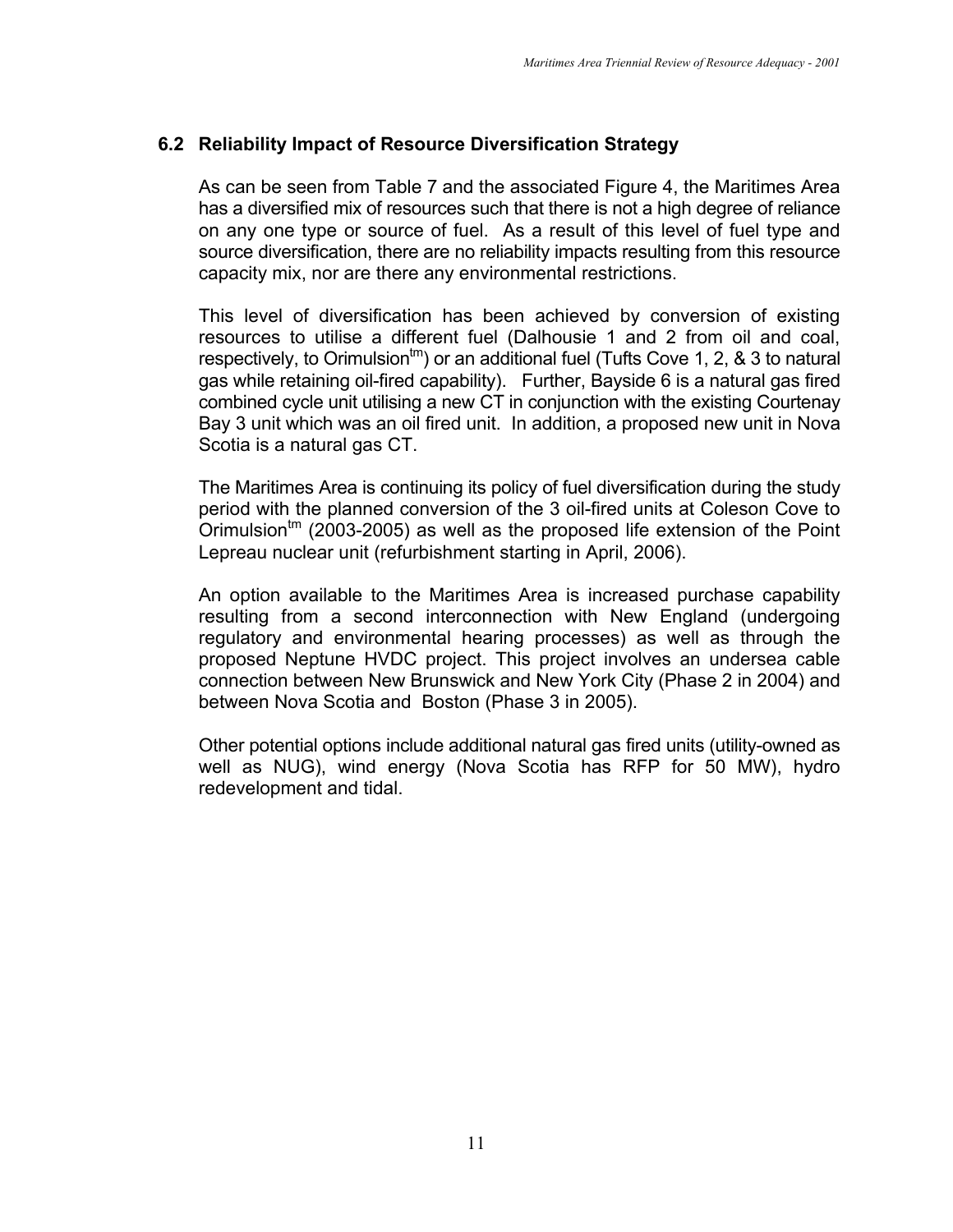## 6.2 Reliability Impact of Resource Diversification Strategy

As can be seen from Table 7 and the associated Figure 4, the Maritimes Area has a diversified mix of resources such that there is not a high degree of reliance on any one type or source of fuel. As a result of this level of fuel type and source diversification, there are no reliability impacts resulting from this resource capacity mix, nor are there any environmental restrictions.

This level of diversification has been achieved by conversion of existing resources to utilise a different fuel (Dalhousie 1 and 2 from oil and coal, respectively, to Orimulsion[tm]) or an additional fuel (Tufts Cove 1, 2, & 3 to natural gas while retaining oil-fired capability). Further, Bayside 6 is a natural gas fired combined cycle unit utilising a new CT in conjunction with the existing Courtenay Bay 3 unit which was an oil fired unit. In addition, a proposed new unit in Nova Scotia is a natural gas CT.

The Maritimes Area is continuing its policy of fuel diversification during the study period with the planned conversion of the 3 oil-fired units at Coleson Cove to Orimulsion[tm] (2003-2005) as well as the proposed life extension of the Point Lepreau nuclear unit (refurbishment starting in April, 2006).

An option available to the Maritimes Area is increased purchase capability resulting from a second interconnection with New England (undergoing regulatory and environmental hearing processes) as well as through the proposed Neptune HVDC project. This project involves an undersea cable connection between New Brunswick and New York City (Phase 2 in 2004) and between Nova Scotia and Boston (Phase 3 in 2005).

Other potential options include additional natural gas fired units (utility-owned as well as NUG), wind energy (Nova Scotia has RFP for 50 MW), hydro redevelopment and tidal.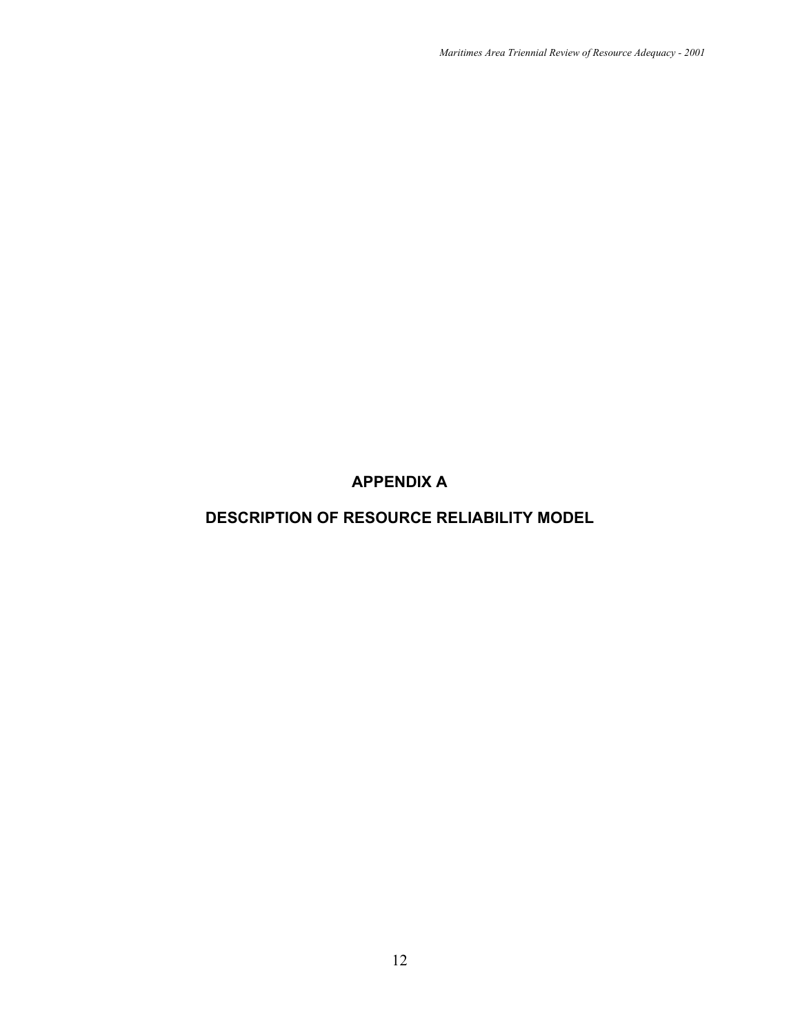# APPENDIX A

# DESCRIPTION OF RESOURCE RELIABILITY MODEL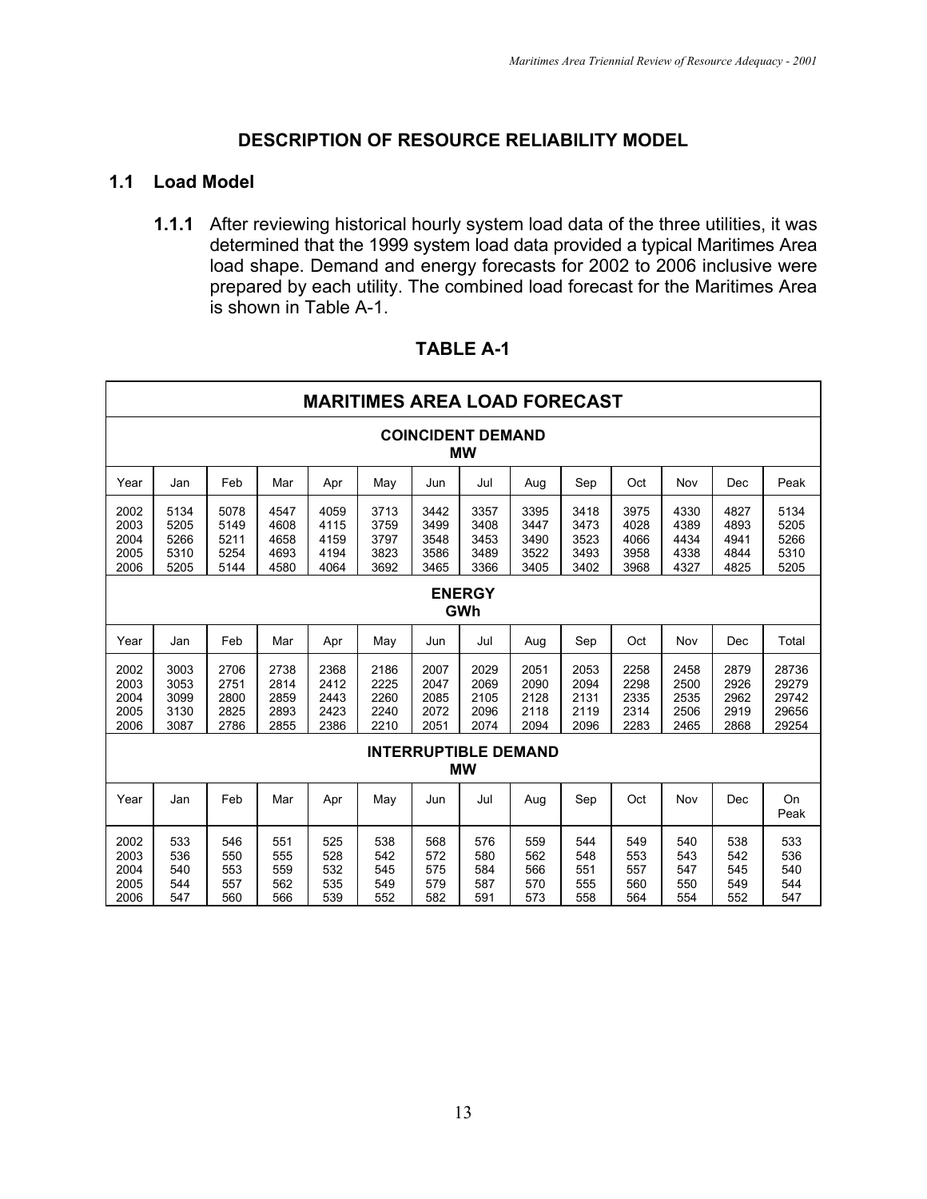## DESCRIPTION OF RESOURCE RELIABILITY MODEL

### 1.1 Load Model

**1.1.1** After reviewing historical hourly system load data of the three utilities, it was determined that the 1999 system load data provided a typical Maritimes Area load shape. Demand and energy forecasts for 2002 to 2006 inclusive were prepared by each utility. The combined load forecast for the Maritimes Area is shown in Table A-1.

**TABLE A-1**

**MARITIMES AREA LOAD FORECAST**

**COINCIDENT DEMAND MW**

| Year | Jan | Feb | Mar | Apr | May | Jun | Jul | Aug | Sep | Oct | Nov | Dec | Peak |
|---|---|---|---|---|---|---|---|---|---|---|---|---|---|
| 2002 | 5134 | 5078 | 4547 | 4059 | 3713 | 3442 | 3357 | 3395 | 3418 | 3975 | 4330 | 4827 | 5134 |
| 2003 | 5205 | 5149 | 4608 | 4115 | 3759 | 3499 | 3408 | 3447 | 3473 | 4028 | 4389 | 4893 | 5205 |
| 2004 | 5266 | 5211 | 4658 | 4159 | 3797 | 3548 | 3453 | 3490 | 3523 | 4066 | 4434 | 4941 | 5266 |
| 2005 | 5310 | 5254 | 4693 | 4194 | 3823 | 3586 | 3489 | 3522 | 3493 | 3958 | 4338 | 4844 | 5310 |
| 2006 | 5205 | 5144 | 4580 | 4064 | 3692 | 3465 | 3366 | 3405 | 3402 | 3968 | 4327 | 4825 | 5205 |

**ENERGY GWh**

| Year | Jan | Feb | Mar | Apr | May | Jun | Jul | Aug | Sep | Oct | Nov | Dec | Total |
|---|---|---|---|---|---|---|---|---|---|---|---|---|---|
| 2002 | 3003 | 2706 | 2738 | 2368 | 2186 | 2007 | 2029 | 2051 | 2053 | 2258 | 2458 | 2879 | 28736 |
| 2003 | 3053 | 2751 | 2814 | 2412 | 2225 | 2047 | 2069 | 2090 | 2094 | 2298 | 2500 | 2926 | 29279 |
| 2004 | 3099 | 2800 | 2859 | 2443 | 2260 | 2085 | 2105 | 2128 | 2131 | 2335 | 2535 | 2962 | 29742 |
| 2005 | 3130 | 2825 | 2893 | 2423 | 2240 | 2072 | 2096 | 2118 | 2119 | 2314 | 2506 | 2919 | 29656 |
| 2006 | 3087 | 2786 | 2855 | 2386 | 2210 | 2051 | 2074 | 2094 | 2096 | 2283 | 2465 | 2868 | 29254 |

**INTERRUPTIBLE DEMAND MW**

| Year | Jan | Feb | Mar | Apr | May | Jun | Jul | Aug | Sep | Oct | Nov | Dec | On Peak |
|---|---|---|---|---|---|---|---|---|---|---|---|---|---|
| 2002 | 533 | 546 | 551 | 525 | 538 | 568 | 576 | 559 | 544 | 549 | 540 | 538 | 533 |
| 2003 | 536 | 550 | 555 | 528 | 542 | 572 | 580 | 562 | 548 | 553 | 543 | 542 | 536 |
| 2004 | 540 | 553 | 559 | 532 | 545 | 575 | 584 | 566 | 551 | 557 | 547 | 545 | 540 |
| 2005 | 544 | 557 | 562 | 535 | 549 | 579 | 587 | 570 | 555 | 560 | 550 | 549 | 544 |
| 2006 | 547 | 560 | 566 | 539 | 552 | 582 | 591 | 573 | 558 | 564 | 554 | 552 | 547 |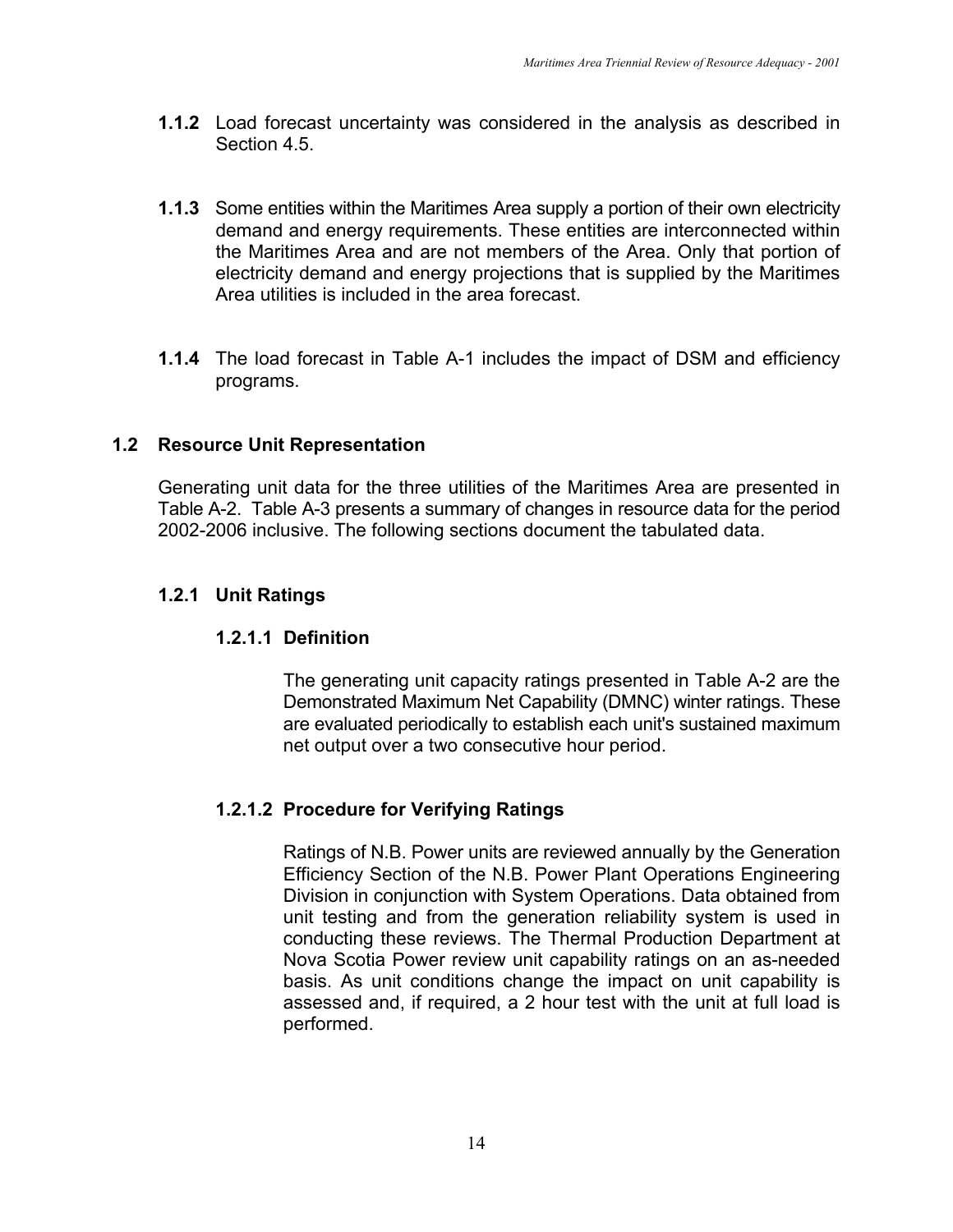**1.1.2** Load forecast uncertainty was considered in the analysis as described in Section 4.5.

**1.1.3** Some entities within the Maritimes Area supply a portion of their own electricity demand and energy requirements. These entities are interconnected within the Maritimes Area and are not members of the Area. Only that portion of electricity demand and energy projections that is supplied by the Maritimes Area utilities is included in the area forecast.

**1.1.4** The load forecast in Table A-1 includes the impact of DSM and efficiency programs.

## 1.2 Resource Unit Representation

Generating unit data for the three utilities of the Maritimes Area are presented in Table A-2. Table A-3 presents a summary of changes in resource data for the period 2002-2006 inclusive. The following sections document the tabulated data.

### 1.2.1 Unit Ratings

#### 1.2.1.1 Definition

The generating unit capacity ratings presented in Table A-2 are the Demonstrated Maximum Net Capability (DMNC) winter ratings. These are evaluated periodically to establish each unit's sustained maximum net output over a two consecutive hour period.

#### 1.2.1.2 Procedure for Verifying Ratings

Ratings of N.B. Power units are reviewed annually by the Generation Efficiency Section of the N.B. Power Plant Operations Engineering Division in conjunction with System Operations. Data obtained from unit testing and from the generation reliability system is used in conducting these reviews. The Thermal Production Department at Nova Scotia Power review unit capability ratings on an as-needed basis. As unit conditions change the impact on unit capability is assessed and, if required, a 2 hour test with the unit at full load is performed.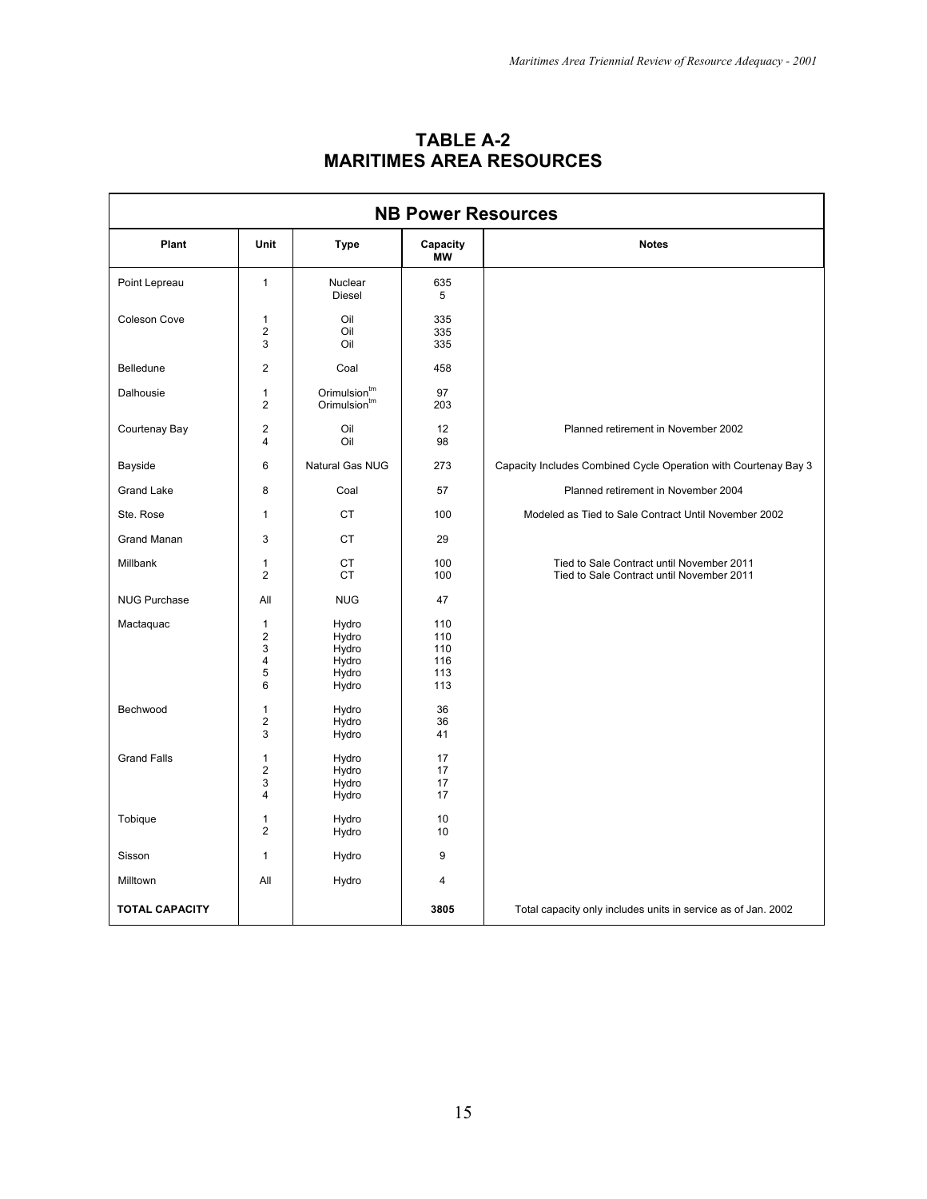# TABLE A-2
# MARITIMES AREA RESOURCES

| NB Power Resources | | | | |
|---|---|---|---|---|
| **Plant** | **Unit** | **Type** | **Capacity MW** | **Notes** |
| Point Lepreau | 1 | Nuclear | 635 | |
| | | Diesel | 5 | |
| Coleson Cove | 1 | Oil | 335 | |
| | 2 | Oil | 335 | |
| | 3 | Oil | 335 | |
| Belledune | 2 | Coal | 458 | |
| Dalhousie | 1 | Orimulsion[tm] | 97 | |
| | 2 | Orimulsion[tm] | 203 | |
| Courtenay Bay | 2 | Oil | 12 | Planned retirement in November 2002 |
| | 4 | Oil | 98 | |
| Bayside | 6 | Natural Gas NUG | 273 | Capacity Includes Combined Cycle Operation with Courtenay Bay 3 |
| Grand Lake | 8 | Coal | 57 | Planned retirement in November 2004 |
| Ste. Rose | 1 | CT | 100 | Modeled as Tied to Sale Contract Until November 2002 |
| Grand Manan | 3 | CT | 29 | |
| Millbank | 1 | CT | 100 | Tied to Sale Contract until November 2011 |
| | 2 | CT | 100 | Tied to Sale Contract until November 2011 |
| NUG Purchase | All | NUG | 47 | |
| Mactaquac | 1 | Hydro | 110 | |
| | 2 | Hydro | 110 | |
| | 3 | Hydro | 110 | |
| | 4 | Hydro | 116 | |
| | 5 | Hydro | 113 | |
| | 6 | Hydro | 113 | |
| Bechwood | 1 | Hydro | 36 | |
| | 2 | Hydro | 36 | |
| | 3 | Hydro | 41 | |
| Grand Falls | 1 | Hydro | 17 | |
| | 2 | Hydro | 17 | |
| | 3 | Hydro | 17 | |
| | 4 | Hydro | 17 | |
| Tobique | 1 | Hydro | 10 | |
| | 2 | Hydro | 10 | |
| Sisson | 1 | Hydro | 9 | |
| Milltown | All | Hydro | 4 | |
| **TOTAL CAPACITY** | | | **3805** | Total capacity only includes units in service as of Jan. 2002 |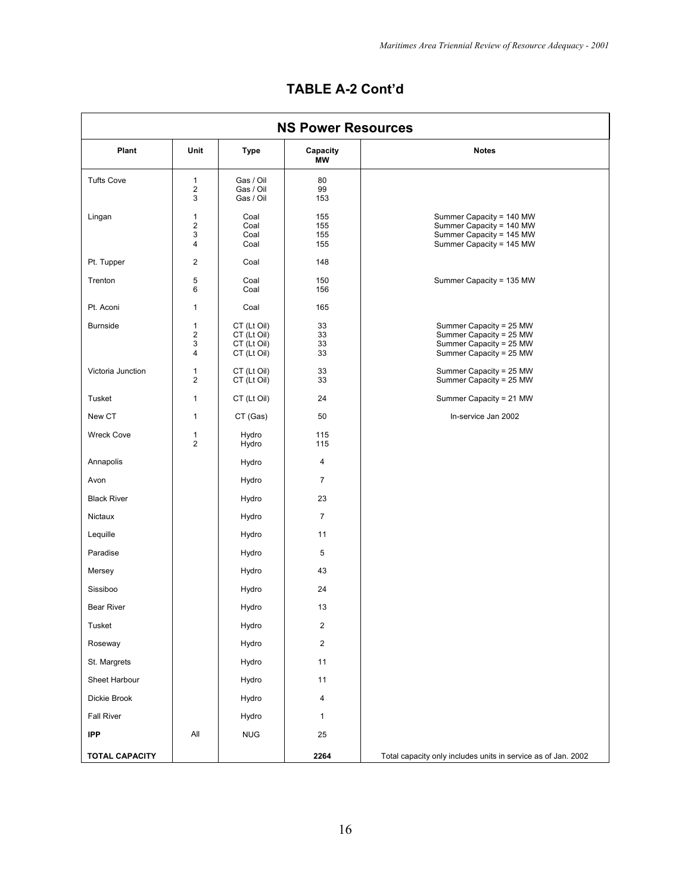## TABLE A-2 Cont'd

| NS Power Resources | | | | |
|---|---|---|---|---|
| **Plant** | **Unit** | **Type** | **Capacity MW** | **Notes** |
| Tufts Cove | 1 | Gas / Oil | 80 | |
| | 2 | Gas / Oil | 99 | |
| | 3 | Gas / Oil | 153 | |
| Lingan | 1 | Coal | 155 | Summer Capacity = 140 MW |
| | 2 | Coal | 155 | Summer Capacity = 140 MW |
| | 3 | Coal | 155 | Summer Capacity = 145 MW |
| | 4 | Coal | 155 | Summer Capacity = 145 MW |
| Pt. Tupper | 2 | Coal | 148 | |
| Trenton | 5 | Coal | 150 | Summer Capacity = 135 MW |
| | 6 | Coal | 156 | |
| Pt. Aconi | 1 | Coal | 165 | |
| Burnside | 1 | CT (Lt Oil) | 33 | Summer Capacity = 25 MW |
| | 2 | CT (Lt Oil) | 33 | Summer Capacity = 25 MW |
| | 3 | CT (Lt Oil) | 33 | Summer Capacity = 25 MW |
| | 4 | CT (Lt Oil) | 33 | Summer Capacity = 25 MW |
| Victoria Junction | 1 | CT (Lt Oil) | 33 | Summer Capacity = 25 MW |
| | 2 | CT (Lt Oil) | 33 | Summer Capacity = 25 MW |
| Tusket | 1 | CT (Lt Oil) | 24 | Summer Capacity = 21 MW |
| New CT | 1 | CT (Gas) | 50 | In-service Jan 2002 |
| Wreck Cove | 1 | Hydro | 115 | |
| | 2 | Hydro | 115 | |
| Annapolis | | Hydro | 4 | |
| Avon | | Hydro | 7 | |
| Black River | | Hydro | 23 | |
| Nictaux | | Hydro | 7 | |
| Lequille | | Hydro | 11 | |
| Paradise | | Hydro | 5 | |
| Mersey | | Hydro | 43 | |
| Sissiboo | | Hydro | 24 | |
| Bear River | | Hydro | 13 | |
| Tusket | | Hydro | 2 | |
| Roseway | | Hydro | 2 | |
| St. Margrets | | Hydro | 11 | |
| Sheet Harbour | | Hydro | 11 | |
| Dickie Brook | | Hydro | 4 | |
| Fall River | | Hydro | 1 | |
| **IPP** | All | NUG | 25 | |
| **TOTAL CAPACITY** | | | **2264** | Total capacity only includes units in service as of Jan. 2002 |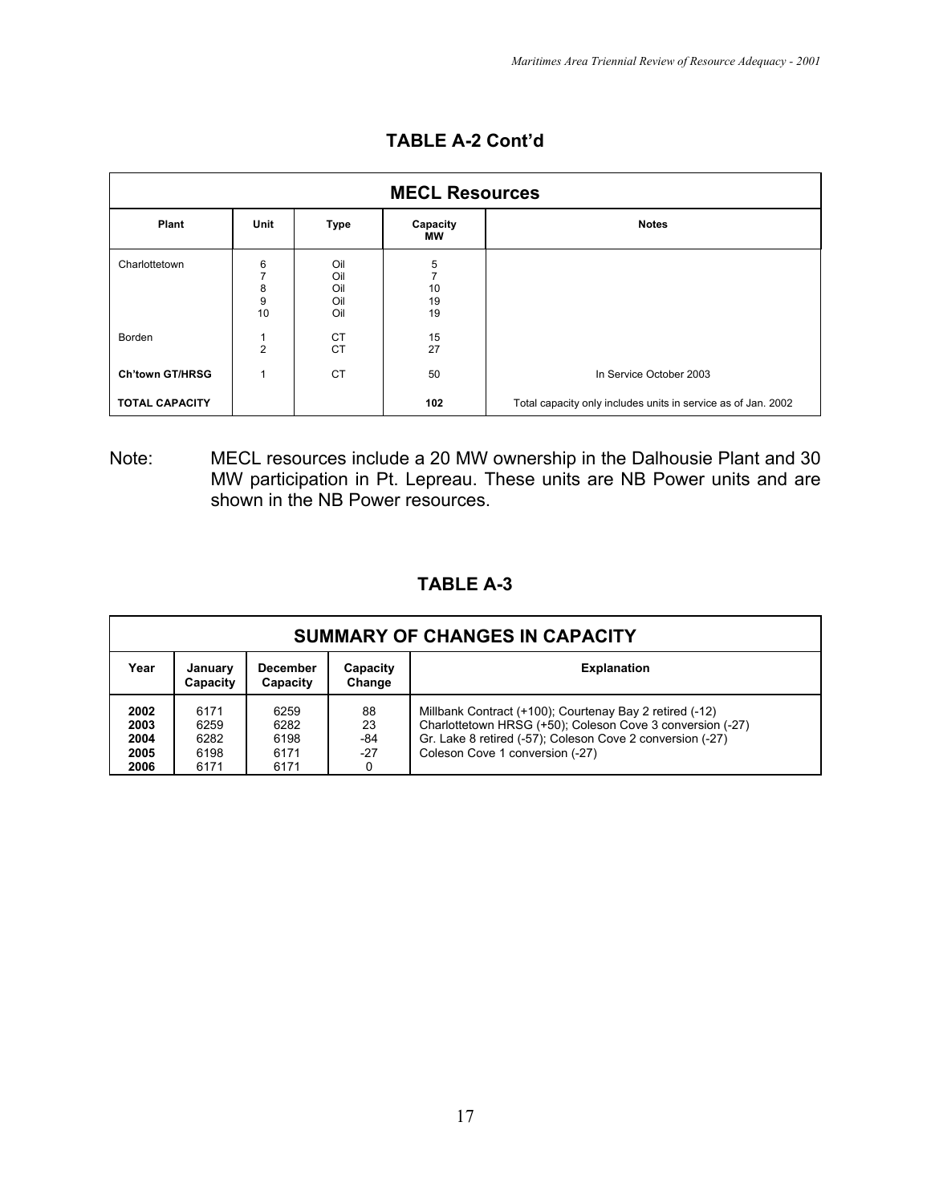## TABLE A-2 Cont'd

| MECL Resources | | | | |
|---|---|---|---|---|
| **Plant** | **Unit** | **Type** | **Capacity MW** | **Notes** |
| Charlottetown | 6 | Oil | 5 | |
| | 7 | Oil | 7 | |
| | 8 | Oil | 10 | |
| | 9 | Oil | 19 | |
| | 10 | Oil | 19 | |
| Borden | 1 | CT | 15 | |
| | 2 | CT | 27 | |
| **Ch'town GT/HRSG** | 1 | CT | 50 | In Service October 2003 |
| **TOTAL CAPACITY** | | | **102** | Total capacity only includes units in service as of Jan. 2002 |

Note: MECL resources include a 20 MW ownership in the Dalhousie Plant and 30 MW participation in Pt. Lepreau. These units are NB Power units and are shown in the NB Power resources.

## TABLE A-3

| SUMMARY OF CHANGES IN CAPACITY | | | | |
|---|---|---|---|---|
| **Year** | **January Capacity** | **December Capacity** | **Capacity Change** | **Explanation** |
| **2002** | 6171 | 6259 | 88 | Millbank Contract (+100); Courtenay Bay 2 retired (-12) |
| **2003** | 6259 | 6282 | 23 | Charlottetown HRSG (+50); Coleson Cove 3 conversion (-27) |
| **2004** | 6282 | 6198 | -84 | Gr. Lake 8 retired (-57); Coleson Cove 2 conversion (-27) |
| **2005** | 6198 | 6171 | -27 | Coleson Cove 1 conversion (-27) |
| **2006** | 6171 | 6171 | 0 | |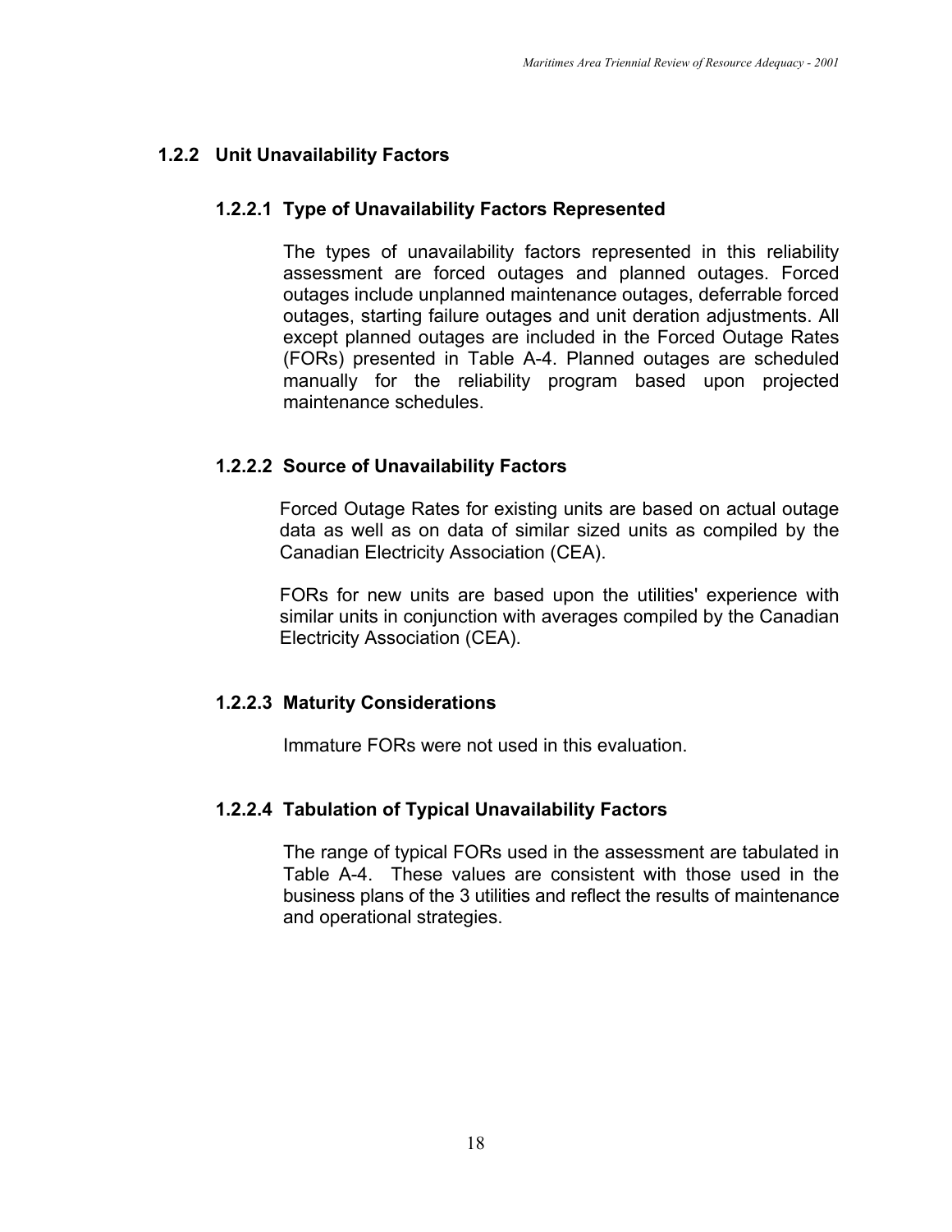### 1.2.2 Unit Unavailability Factors

#### 1.2.2.1 Type of Unavailability Factors Represented

The types of unavailability factors represented in this reliability assessment are forced outages and planned outages. Forced outages include unplanned maintenance outages, deferrable forced outages, starting failure outages and unit deration adjustments. All except planned outages are included in the Forced Outage Rates (FORs) presented in Table A-4. Planned outages are scheduled manually for the reliability program based upon projected maintenance schedules.

#### 1.2.2.2 Source of Unavailability Factors

Forced Outage Rates for existing units are based on actual outage data as well as on data of similar sized units as compiled by the Canadian Electricity Association (CEA).

FORs for new units are based upon the utilities' experience with similar units in conjunction with averages compiled by the Canadian Electricity Association (CEA).

#### 1.2.2.3 Maturity Considerations

Immature FORs were not used in this evaluation.

#### 1.2.2.4 Tabulation of Typical Unavailability Factors

The range of typical FORs used in the assessment are tabulated in Table A-4. These values are consistent with those used in the business plans of the 3 utilities and reflect the results of maintenance and operational strategies.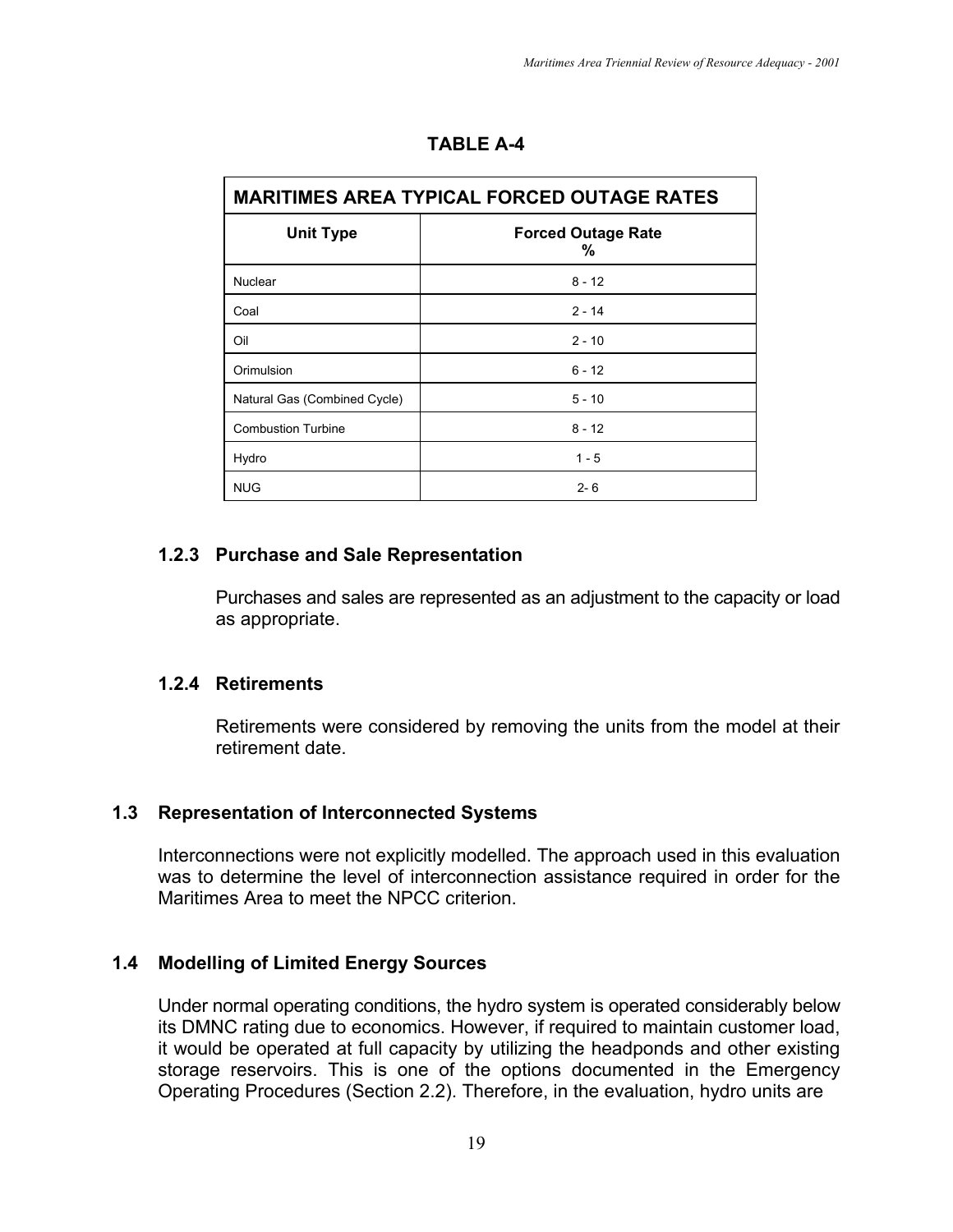**TABLE A-4**

| MARITIMES AREA TYPICAL FORCED OUTAGE RATES | |
|---|---|
| **Unit Type** | **Forced Outage Rate %** |
| Nuclear | 8 - 12 |
| Coal | 2 - 14 |
| Oil | 2 - 10 |
| Orimulsion | 6 - 12 |
| Natural Gas (Combined Cycle) | 5 - 10 |
| Combustion Turbine | 8 - 12 |
| Hydro | 1 - 5 |
| NUG | 2- 6 |

### 1.2.3 Purchase and Sale Representation

Purchases and sales are represented as an adjustment to the capacity or load as appropriate.

### 1.2.4 Retirements

Retirements were considered by removing the units from the model at their retirement date.

## 1.3 Representation of Interconnected Systems

Interconnections were not explicitly modelled. The approach used in this evaluation was to determine the level of interconnection assistance required in order for the Maritimes Area to meet the NPCC criterion.

## 1.4 Modelling of Limited Energy Sources

Under normal operating conditions, the hydro system is operated considerably below its DMNC rating due to economics. However, if required to maintain customer load, it would be operated at full capacity by utilizing the headponds and other existing storage reservoirs. This is one of the options documented in the Emergency Operating Procedures (Section 2.2). Therefore, in the evaluation, hydro units are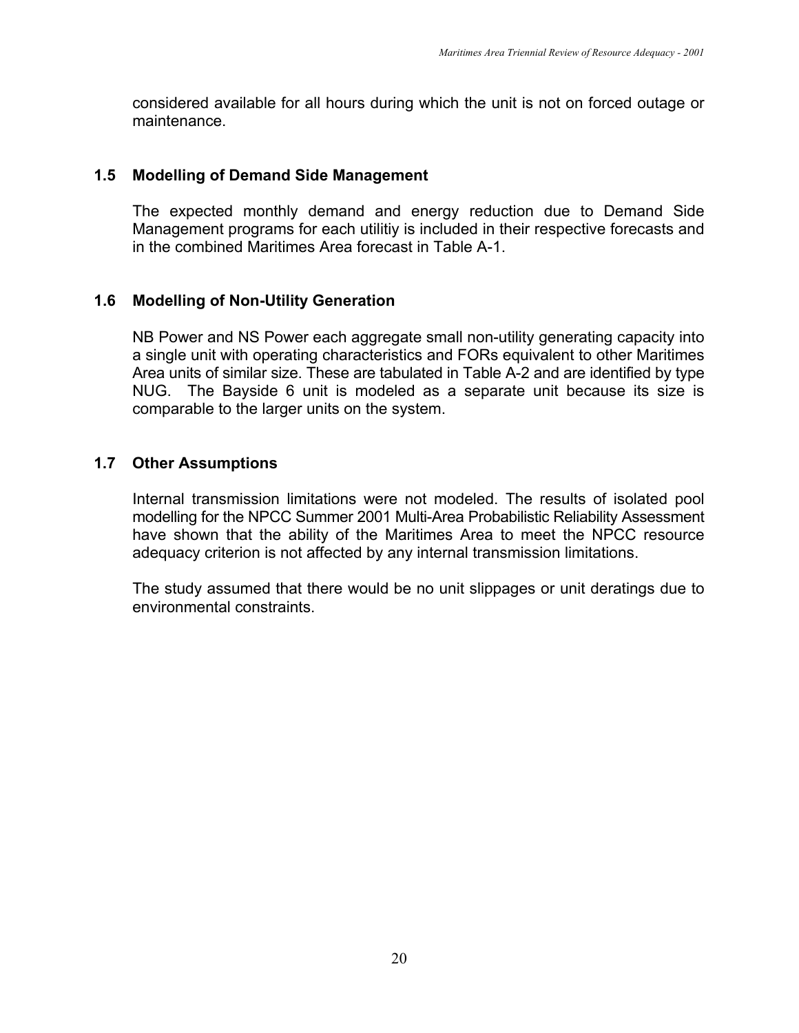considered available for all hours during which the unit is not on forced outage or maintenance.

### 1.5 Modelling of Demand Side Management

The expected monthly demand and energy reduction due to Demand Side Management programs for each utilitiy is included in their respective forecasts and in the combined Maritimes Area forecast in Table A-1.

### 1.6 Modelling of Non-Utility Generation

NB Power and NS Power each aggregate small non-utility generating capacity into a single unit with operating characteristics and FORs equivalent to other Maritimes Area units of similar size. These are tabulated in Table A-2 and are identified by type NUG. The Bayside 6 unit is modeled as a separate unit because its size is comparable to the larger units on the system.

### 1.7 Other Assumptions

Internal transmission limitations were not modeled. The results of isolated pool modelling for the NPCC Summer 2001 Multi-Area Probabilistic Reliability Assessment have shown that the ability of the Maritimes Area to meet the NPCC resource adequacy criterion is not affected by any internal transmission limitations.

The study assumed that there would be no unit slippages or unit deratings due to environmental constraints.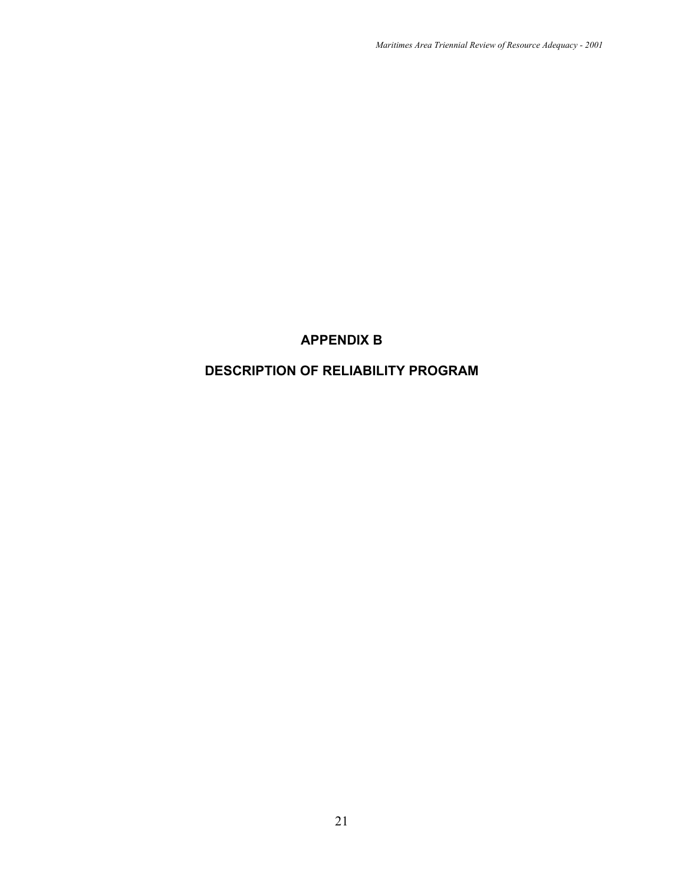# APPENDIX B

# DESCRIPTION OF RELIABILITY PROGRAM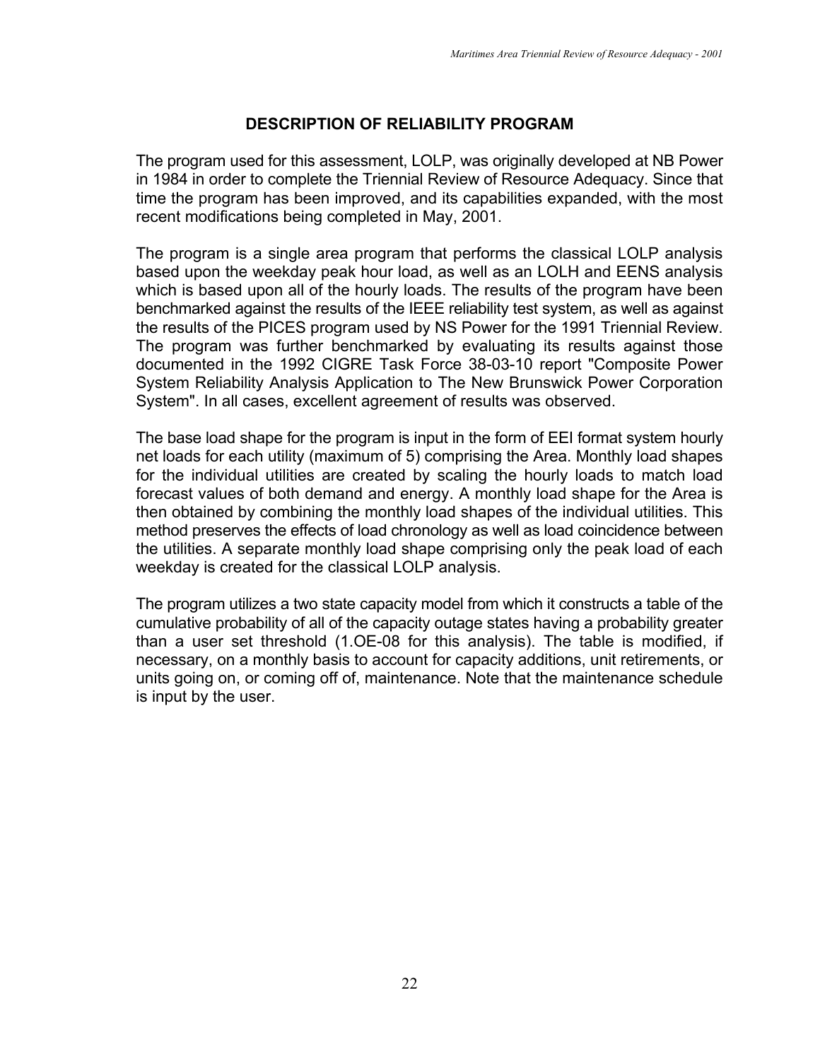## DESCRIPTION OF RELIABILITY PROGRAM

The program used for this assessment, LOLP, was originally developed at NB Power in 1984 in order to complete the Triennial Review of Resource Adequacy. Since that time the program has been improved, and its capabilities expanded, with the most recent modifications being completed in May, 2001.

The program is a single area program that performs the classical LOLP analysis based upon the weekday peak hour load, as well as an LOLH and EENS analysis which is based upon all of the hourly loads. The results of the program have been benchmarked against the results of the IEEE reliability test system, as well as against the results of the PICES program used by NS Power for the 1991 Triennial Review. The program was further benchmarked by evaluating its results against those documented in the 1992 CIGRE Task Force 38-03-10 report "Composite Power System Reliability Analysis Application to The New Brunswick Power Corporation System". In all cases, excellent agreement of results was observed.

The base load shape for the program is input in the form of EEI format system hourly net loads for each utility (maximum of 5) comprising the Area. Monthly load shapes for the individual utilities are created by scaling the hourly loads to match load forecast values of both demand and energy. A monthly load shape for the Area is then obtained by combining the monthly load shapes of the individual utilities. This method preserves the effects of load chronology as well as load coincidence between the utilities. A separate monthly load shape comprising only the peak load of each weekday is created for the classical LOLP analysis.

The program utilizes a two state capacity model from which it constructs a table of the cumulative probability of all of the capacity outage states having a probability greater than a user set threshold (1.OE-08 for this analysis). The table is modified, if necessary, on a monthly basis to account for capacity additions, unit retirements, or units going on, or coming off of, maintenance. Note that the maintenance schedule is input by the user.